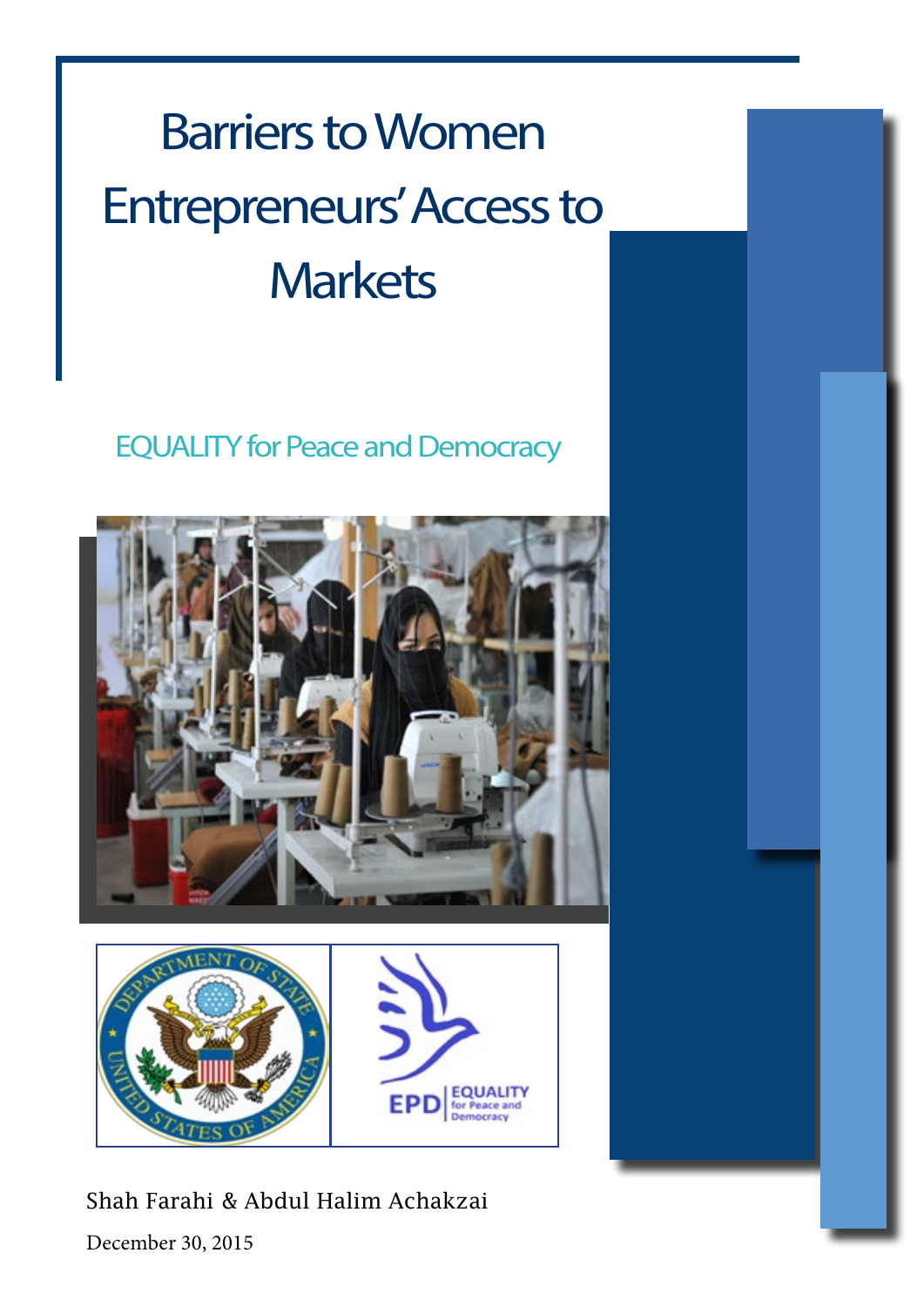# Barriers to Women Entrepreneurs' Access to Markets

EQUALITY for Peace and Democracy

Shah Farahi & Abdul Halim Achakzai

December 30, 2015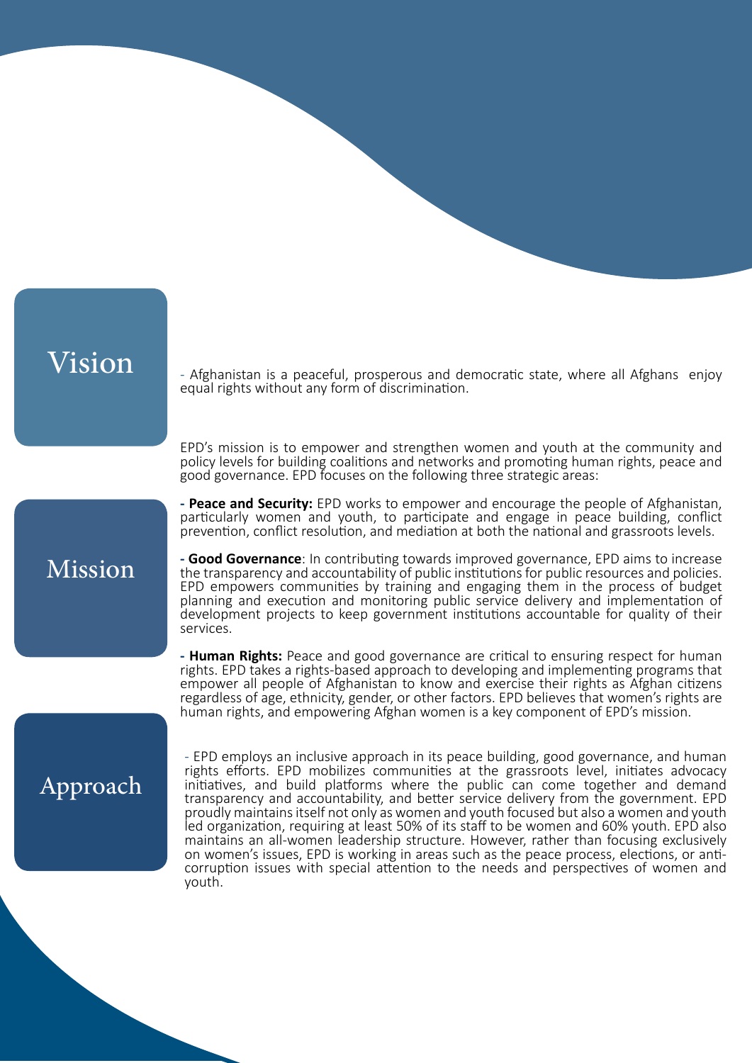## Vision

- Afghanistan is a peaceful, prosperous and democratic state, where all Afghans enjoy equal rights without any form of discrimination.

## Mission

EPD's mission is to empower and strengthen women and youth at the community and policy levels for building coalitions and networks and promoting human rights, peace and good governance. EPD focuses on the following three strategic areas:

- **Peace and Security:** EPD works to empower and encourage the people of Afghanistan, particularly women and youth, to participate and engage in peace building, conflict prevention, conflict resolution, and mediation at both the national and grassroots levels.

- **Good Governance**: In contributing towards improved governance, EPD aims to increase the transparency and accountability of public institutions for public resources and policies. EPD empowers communities by training and engaging them in the process of budget planning and execution and monitoring public service delivery and implementation of development projects to keep government institutions accountable for quality of their services.

- **Human Rights:** Peace and good governance are critical to ensuring respect for human rights. EPD takes a rights-based approach to developing and implementing programs that empower all people of Afghanistan to know and exercise their rights as Afghan citizens regardless of age, ethnicity, gender, or other factors. EPD believes that women's rights are human rights, and empowering Afghan women is a key component of EPD's mission.

## Approach

- EPD employs an inclusive approach in its peace building, good governance, and human rights efforts. EPD mobilizes communities at the grassroots level, initiates advocacy initiatives, and build platforms where the public can come together and demand transparency and accountability, and better service delivery from the government. EPD proudly maintains itself not only as women and youth focused but also a women and youth led organization, requiring at least 50% of its staff to be women and 60% youth. EPD also maintains an all-women leadership structure. However, rather than focusing exclusively on women's issues, EPD is working in areas such as the peace process, elections, or anti-corruption issues with special attention to the needs and perspectives of women and youth.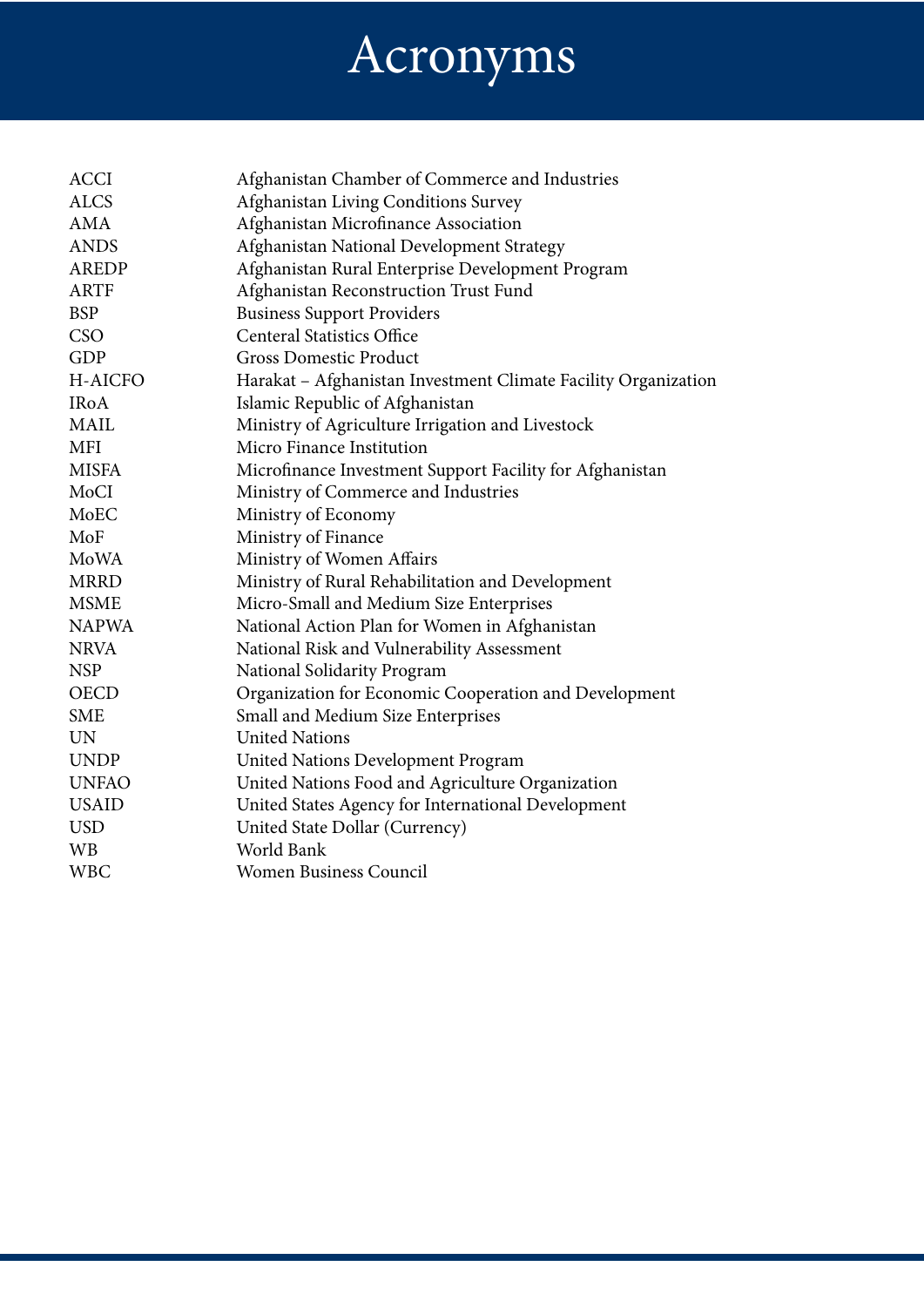# Acronyms

| | |
|---|---|
| ACCI | Afghanistan Chamber of Commerce and Industries |
| ALCS | Afghanistan Living Conditions Survey |
| AMA | Afghanistan Microfinance Association |
| ANDS | Afghanistan National Development Strategy |
| AREDP | Afghanistan Rural Enterprise Development Program |
| ARTF | Afghanistan Reconstruction Trust Fund |
| BSP | Business Support Providers |
| CSO | Centeral Statistics Office |
| GDP | Gross Domestic Product |
| H-AICFO | Harakat – Afghanistan Investment Climate Facility Organization |
| IRoA | Islamic Republic of Afghanistan |
| MAIL | Ministry of Agriculture Irrigation and Livestock |
| MFI | Micro Finance Institution |
| MISFA | Microfinance Investment Support Facility for Afghanistan |
| MoCI | Ministry of Commerce and Industries |
| MoEC | Ministry of Economy |
| MoF | Ministry of Finance |
| MoWA | Ministry of Women Affairs |
| MRRD | Ministry of Rural Rehabilitation and Development |
| MSME | Micro-Small and Medium Size Enterprises |
| NAPWA | National Action Plan for Women in Afghanistan |
| NRVA | National Risk and Vulnerability Assessment |
| NSP | National Solidarity Program |
| OECD | Organization for Economic Cooperation and Development |
| SME | Small and Medium Size Enterprises |
| UN | United Nations |
| UNDP | United Nations Development Program |
| UNFAO | United Nations Food and Agriculture Organization |
| USAID | United States Agency for International Development |
| USD | United State Dollar (Currency) |
| WB | World Bank |
| WBC | Women Business Council |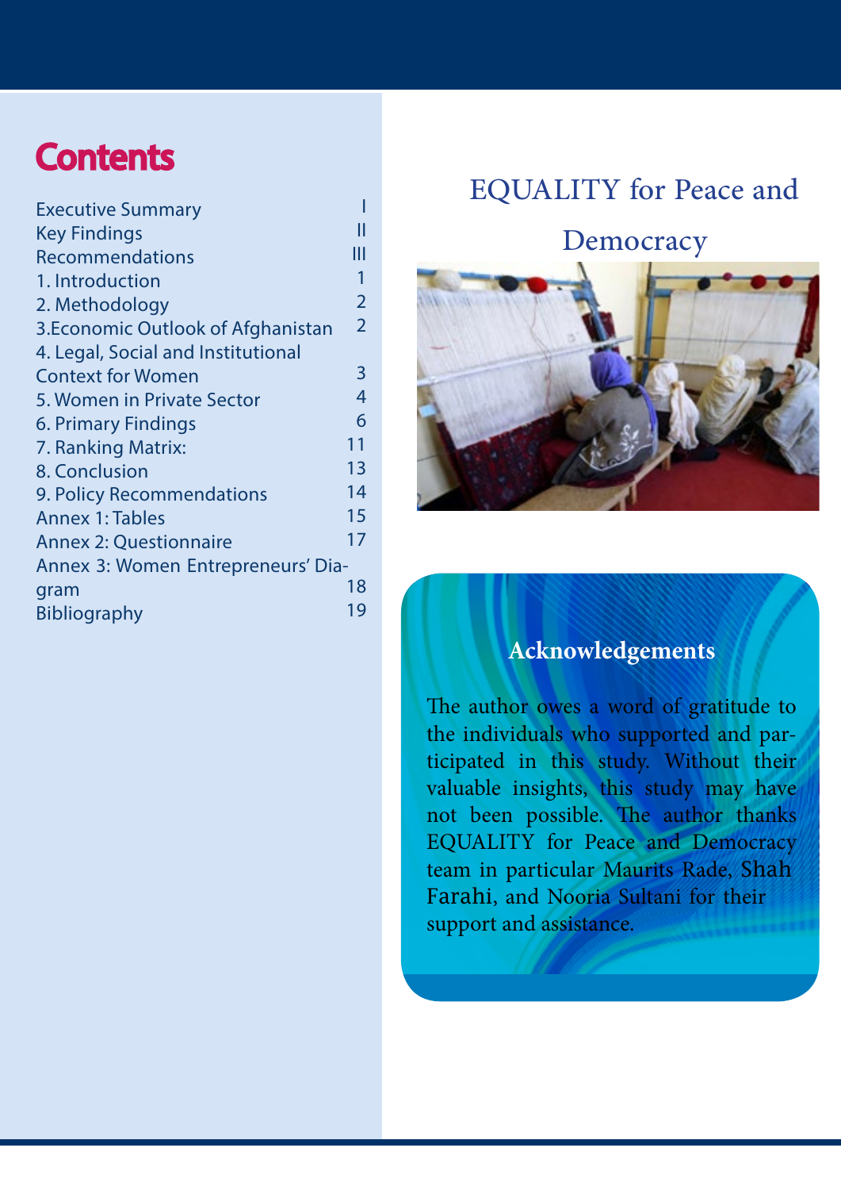# Contents

| | |
|---|---|
| Executive Summary | I |
| Key Findings | II |
| Recommendations | III |
| 1. Introduction | 1 |
| 2. Methodology | 2 |
| 3.Economic Outlook of Afghanistan | 2 |
| 4. Legal, Social and Institutional Context for Women | 3 |
| 5. Women in Private Sector | 4 |
| 6. Primary Findings | 6 |
| 7. Ranking Matrix: | 11 |
| 8. Conclusion | 13 |
| 9. Policy Recommendations | 14 |
| Annex 1: Tables | 15 |
| Annex 2: Questionnaire | 17 |
| Annex 3: Women Entrepreneurs' Diagram | 18 |
| Bibliography | 19 |

EQUALITY for Peace and Democracy

## Acknowledgements

The author owes a word of gratitude to the individuals who supported and participated in this study. Without their valuable insights, this study may have not been possible. The author thanks EQUALITY for Peace and Democracy team in particular Maurits Rade, Shah Farahi, and Nooria Sultani for their support and assistance.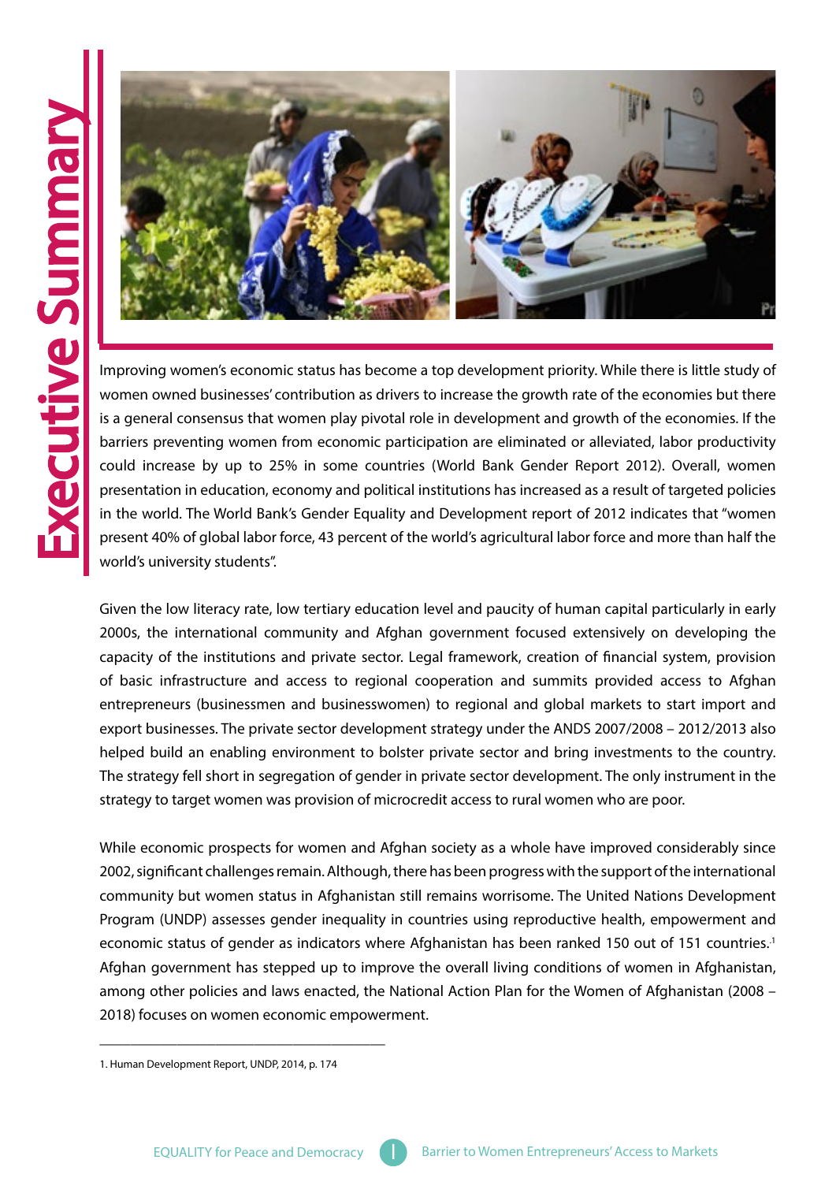# Executive Summary

Improving women's economic status has become a top development priority. While there is little study of women owned businesses' contribution as drivers to increase the growth rate of the economies but there is a general consensus that women play pivotal role in development and growth of the economies. If the barriers preventing women from economic participation are eliminated or alleviated, labor productivity could increase by up to 25% in some countries (World Bank Gender Report 2012). Overall, women presentation in education, economy and political institutions has increased as a result of targeted policies in the world. The World Bank's Gender Equality and Development report of 2012 indicates that "women present 40% of global labor force, 43 percent of the world's agricultural labor force and more than half the world's university students".

Given the low literacy rate, low tertiary education level and paucity of human capital particularly in early 2000s, the international community and Afghan government focused extensively on developing the capacity of the institutions and private sector. Legal framework, creation of financial system, provision of basic infrastructure and access to regional cooperation and summits provided access to Afghan entrepreneurs (businessmen and businesswomen) to regional and global markets to start import and export businesses. The private sector development strategy under the ANDS 2007/2008 – 2012/2013 also helped build an enabling environment to bolster private sector and bring investments to the country. The strategy fell short in segregation of gender in private sector development. The only instrument in the strategy to target women was provision of microcredit access to rural women who are poor.

While economic prospects for women and Afghan society as a whole have improved considerably since 2002, significant challenges remain. Although, there has been progress with the support of the international community but women status in Afghanistan still remains worrisome. The United Nations Development Program (UNDP) assesses gender inequality in countries using reproductive health, empowerment and economic status of gender as indicators where Afghanistan has been ranked 150 out of 151 countries.[1] Afghan government has stepped up to improve the overall living conditions of women in Afghanistan, among other policies and laws enacted, the National Action Plan for the Women of Afghanistan (2008 – 2018) focuses on women economic empowerment.

---

1. Human Development Report, UNDP, 2014, p. 174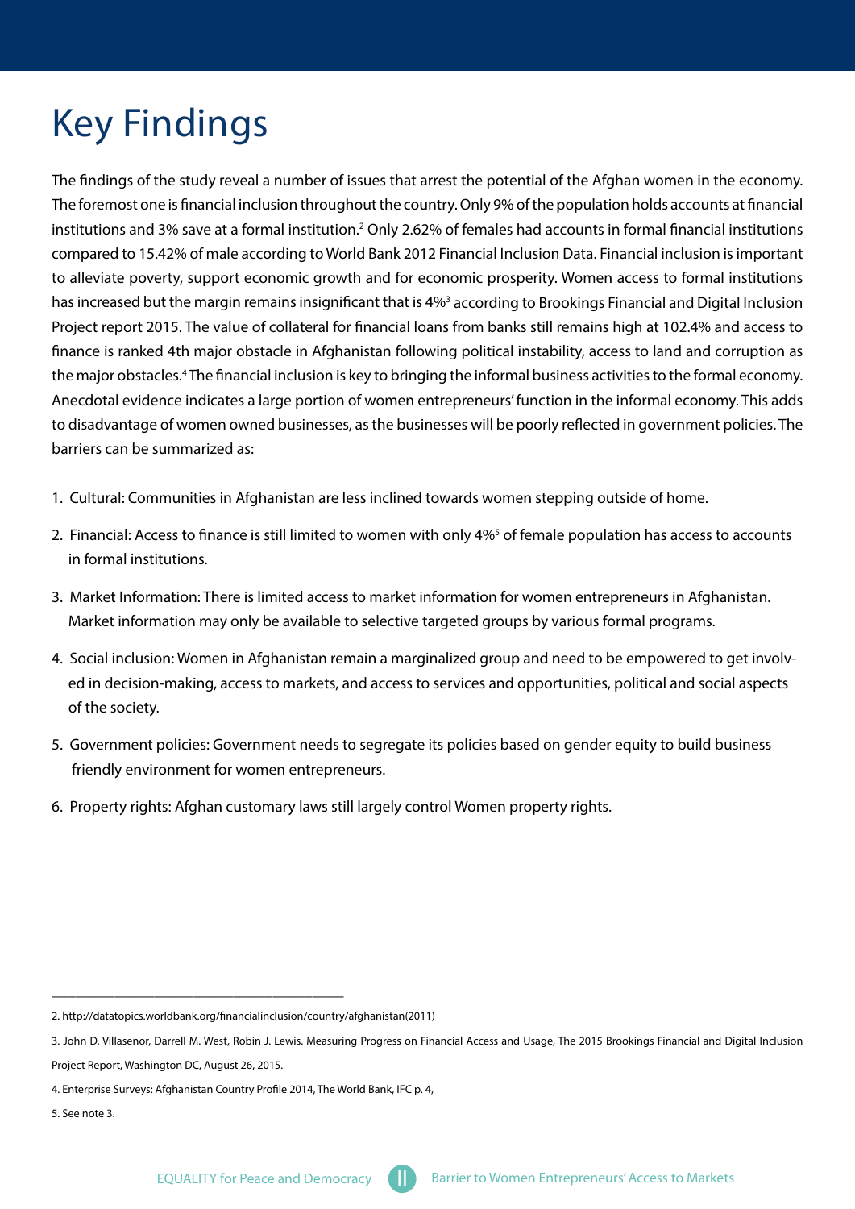# Key Findings

The findings of the study reveal a number of issues that arrest the potential of the Afghan women in the economy. The foremost one is financial inclusion throughout the country. Only 9% of the population holds accounts at financial institutions and 3% save at a formal institution.[2] Only 2.62% of females had accounts in formal financial institutions compared to 15.42% of male according to World Bank 2012 Financial Inclusion Data. Financial inclusion is important to alleviate poverty, support economic growth and for economic prosperity. Women access to formal institutions has increased but the margin remains insignificant that is 4%[3] according to Brookings Financial and Digital Inclusion Project report 2015. The value of collateral for financial loans from banks still remains high at 102.4% and access to finance is ranked 4th major obstacle in Afghanistan following political instability, access to land and corruption as the major obstacles.[4] The financial inclusion is key to bringing the informal business activities to the formal economy. Anecdotal evidence indicates a large portion of women entrepreneurs' function in the informal economy. This adds to disadvantage of women owned businesses, as the businesses will be poorly reflected in government policies. The barriers can be summarized as:

1. Cultural: Communities in Afghanistan are less inclined towards women stepping outside of home.
2. Financial: Access to finance is still limited to women with only 4%[5] of female population has access to accounts in formal institutions.
3. Market Information: There is limited access to market information for women entrepreneurs in Afghanistan. Market information may only be available to selective targeted groups by various formal programs.
4. Social inclusion: Women in Afghanistan remain a marginalized group and need to be empowered to get involved in decision-making, access to markets, and access to services and opportunities, political and social aspects of the society.
5. Government policies: Government needs to segregate its policies based on gender equity to build business friendly environment for women entrepreneurs.
6. Property rights: Afghan customary laws still largely control Women property rights.

---

2. http://datatopics.worldbank.org/financialinclusion/country/afghanistan(2011)

3. John D. Villasenor, Darrell M. West, Robin J. Lewis. Measuring Progress on Financial Access and Usage, The 2015 Brookings Financial and Digital Inclusion Project Report, Washington DC, August 26, 2015.

4. Enterprise Surveys: Afghanistan Country Profile 2014, The World Bank, IFC p. 4,

5. See note 3.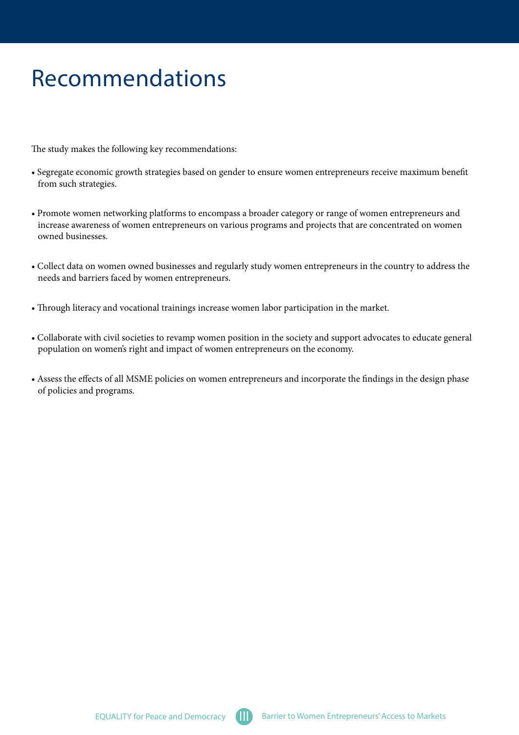# Recommendations

The study makes the following key recommendations:

- Segregate economic growth strategies based on gender to ensure women entrepreneurs receive maximum benefit from such strategies.

- Promote women networking platforms to encompass a broader category or range of women entrepreneurs and increase awareness of women entrepreneurs on various programs and projects that are concentrated on women owned businesses.

- Collect data on women owned businesses and regularly study women entrepreneurs in the country to address the needs and barriers faced by women entrepreneurs.

- Through literacy and vocational trainings increase women labor participation in the market.

- Collaborate with civil societies to revamp women position in the society and support advocates to educate general population on women's right and impact of women entrepreneurs on the economy.

- Assess the effects of all MSME policies on women entrepreneurs and incorporate the findings in the design phase of policies and programs.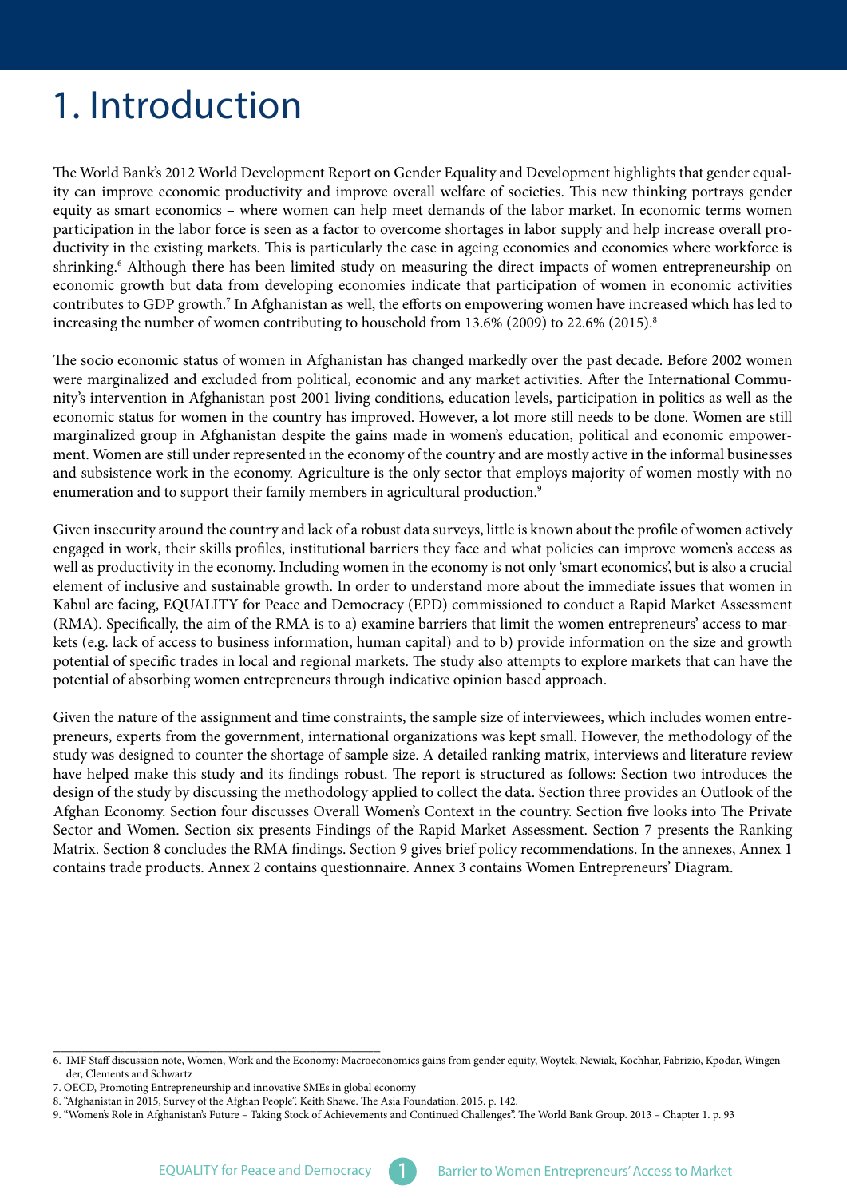# 1. Introduction

The World Bank's 2012 World Development Report on Gender Equality and Development highlights that gender equality can improve economic productivity and improve overall welfare of societies. This new thinking portrays gender equity as smart economics – where women can help meet demands of the labor market. In economic terms women participation in the labor force is seen as a factor to overcome shortages in labor supply and help increase overall productivity in the existing markets. This is particularly the case in ageing economies and economies where workforce is shrinking.[6] Although there has been limited study on measuring the direct impacts of women entrepreneurship on economic growth but data from developing economies indicate that participation of women in economic activities contributes to GDP growth.[7] In Afghanistan as well, the efforts on empowering women have increased which has led to increasing the number of women contributing to household from 13.6% (2009) to 22.6% (2015).[8]

The socio economic status of women in Afghanistan has changed markedly over the past decade. Before 2002 women were marginalized and excluded from political, economic and any market activities. After the International Community's intervention in Afghanistan post 2001 living conditions, education levels, participation in politics as well as the economic status for women in the country has improved. However, a lot more still needs to be done. Women are still marginalized group in Afghanistan despite the gains made in women's education, political and economic empowerment. Women are still under represented in the economy of the country and are mostly active in the informal businesses and subsistence work in the economy. Agriculture is the only sector that employs majority of women mostly with no enumeration and to support their family members in agricultural production.[9]

Given insecurity around the country and lack of a robust data surveys, little is known about the profile of women actively engaged in work, their skills profiles, institutional barriers they face and what policies can improve women's access as well as productivity in the economy. Including women in the economy is not only 'smart economics', but is also a crucial element of inclusive and sustainable growth. In order to understand more about the immediate issues that women in Kabul are facing, EQUALITY for Peace and Democracy (EPD) commissioned to conduct a Rapid Market Assessment (RMA). Specifically, the aim of the RMA is to a) examine barriers that limit the women entrepreneurs' access to markets (e.g. lack of access to business information, human capital) and to b) provide information on the size and growth potential of specific trades in local and regional markets. The study also attempts to explore markets that can have the potential of absorbing women entrepreneurs through indicative opinion based approach.

Given the nature of the assignment and time constraints, the sample size of interviewees, which includes women entrepreneurs, experts from the government, international organizations was kept small. However, the methodology of the study was designed to counter the shortage of sample size. A detailed ranking matrix, interviews and literature review have helped make this study and its findings robust. The report is structured as follows: Section two introduces the design of the study by discussing the methodology applied to collect the data. Section three provides an Outlook of the Afghan Economy. Section four discusses Overall Women's Context in the country. Section five looks into The Private Sector and Women. Section six presents Findings of the Rapid Market Assessment. Section 7 presents the Ranking Matrix. Section 8 concludes the RMA findings. Section 9 gives brief policy recommendations. In the annexes, Annex 1 contains trade products. Annex 2 contains questionnaire. Annex 3 contains Women Entrepreneurs' Diagram.

---

6. IMF Staff discussion note, Women, Work and the Economy: Macroeconomics gains from gender equity, Woytek, Newiak, Kochhar, Fabrizio, Kpodar, Wingender, Clements and Schwartz
7. OECD, Promoting Entrepreneurship and innovative SMEs in global economy
8. "Afghanistan in 2015, Survey of the Afghan People". Keith Shawe. The Asia Foundation. 2015. p. 142.
9. "Women's Role in Afghanistan's Future – Taking Stock of Achievements and Continued Challenges". The World Bank Group. 2013 – Chapter 1. p. 93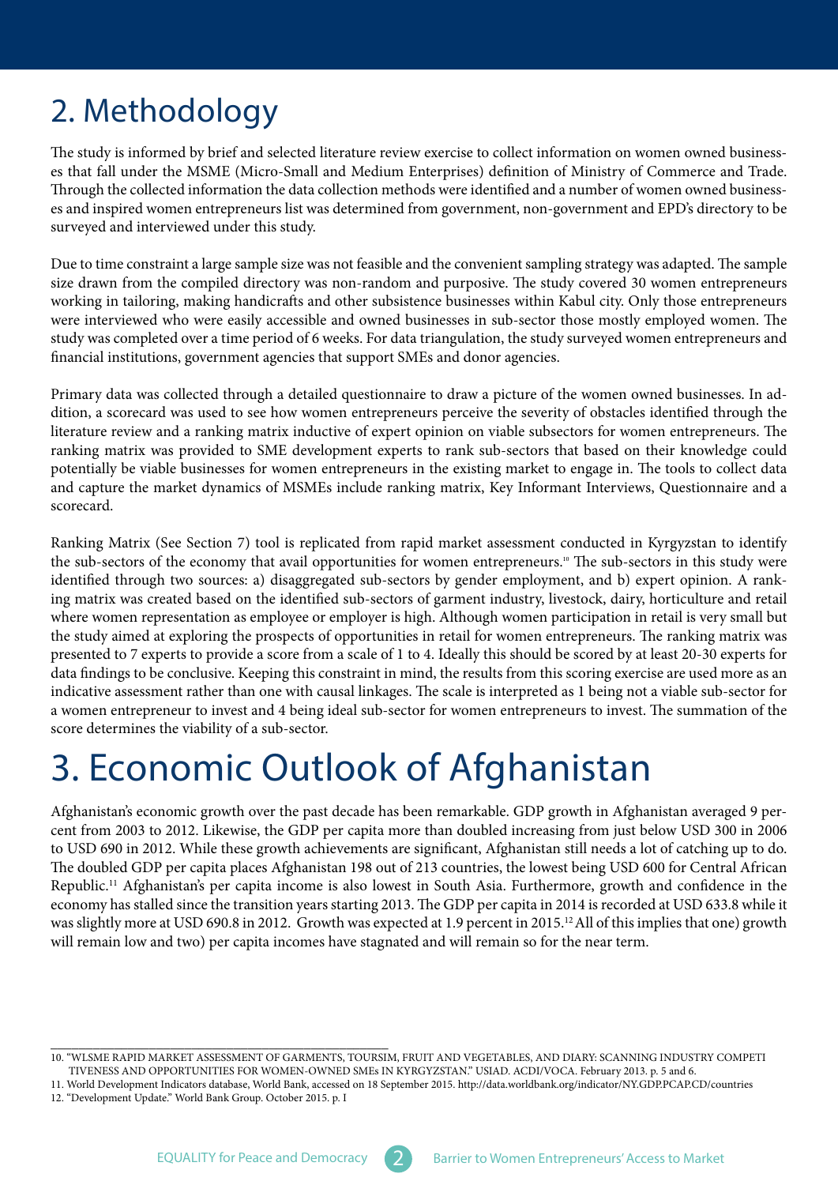# 2. Methodology

The study is informed by brief and selected literature review exercise to collect information on women owned businesses that fall under the MSME (Micro-Small and Medium Enterprises) definition of Ministry of Commerce and Trade. Through the collected information the data collection methods were identified and a number of women owned businesses and inspired women entrepreneurs list was determined from government, non-government and EPD's directory to be surveyed and interviewed under this study.

Due to time constraint a large sample size was not feasible and the convenient sampling strategy was adapted. The sample size drawn from the compiled directory was non-random and purposive. The study covered 30 women entrepreneurs working in tailoring, making handicrafts and other subsistence businesses within Kabul city. Only those entrepreneurs were interviewed who were easily accessible and owned businesses in sub-sector those mostly employed women. The study was completed over a time period of 6 weeks. For data triangulation, the study surveyed women entrepreneurs and financial institutions, government agencies that support SMEs and donor agencies.

Primary data was collected through a detailed questionnaire to draw a picture of the women owned businesses. In addition, a scorecard was used to see how women entrepreneurs perceive the severity of obstacles identified through the literature review and a ranking matrix inductive of expert opinion on viable subsectors for women entrepreneurs. The ranking matrix was provided to SME development experts to rank sub-sectors that based on their knowledge could potentially be viable businesses for women entrepreneurs in the existing market to engage in. The tools to collect data and capture the market dynamics of MSMEs include ranking matrix, Key Informant Interviews, Questionnaire and a scorecard.

Ranking Matrix (See Section 7) tool is replicated from rapid market assessment conducted in Kyrgyzstan to identify the sub-sectors of the economy that avail opportunities for women entrepreneurs.[10] The sub-sectors in this study were identified through two sources: a) disaggregated sub-sectors by gender employment, and b) expert opinion. A ranking matrix was created based on the identified sub-sectors of garment industry, livestock, dairy, horticulture and retail where women representation as employee or employer is high. Although women participation in retail is very small but the study aimed at exploring the prospects of opportunities in retail for women entrepreneurs. The ranking matrix was presented to 7 experts to provide a score from a scale of 1 to 4. Ideally this should be scored by at least 20-30 experts for data findings to be conclusive. Keeping this constraint in mind, the results from this scoring exercise are used more as an indicative assessment rather than one with causal linkages. The scale is interpreted as 1 being not a viable sub-sector for a women entrepreneur to invest and 4 being ideal sub-sector for women entrepreneurs to invest. The summation of the score determines the viability of a sub-sector.

# 3. Economic Outlook of Afghanistan

Afghanistan's economic growth over the past decade has been remarkable. GDP growth in Afghanistan averaged 9 percent from 2003 to 2012. Likewise, the GDP per capita more than doubled increasing from just below USD 300 in 2006 to USD 690 in 2012. While these growth achievements are significant, Afghanistan still needs a lot of catching up to do. The doubled GDP per capita places Afghanistan 198 out of 213 countries, the lowest being USD 600 for Central African Republic.[11] Afghanistan's per capita income is also lowest in South Asia. Furthermore, growth and confidence in the economy has stalled since the transition years starting 2013. The GDP per capita in 2014 is recorded at USD 633.8 while it was slightly more at USD 690.8 in 2012. Growth was expected at 1.9 percent in 2015.[12] All of this implies that one) growth will remain low and two) per capita incomes have stagnated and will remain so for the near term.

---

10. "WLSME RAPID MARKET ASSESSMENT OF GARMENTS, TOURSIM, FRUIT AND VEGETABLES, AND DIARY: SCANNING INDUSTRY COMPETITIVENESS AND OPPORTUNITIES FOR WOMEN-OWNED SMEs IN KYRGYZSTAN." USIAD. ACDI/VOCA. February 2013. p. 5 and 6.
11. World Development Indicators database, World Bank, accessed on 18 September 2015. http://data.worldbank.org/indicator/NY.GDP.PCAP.CD/countries
12. "Development Update." World Bank Group. October 2015. p. I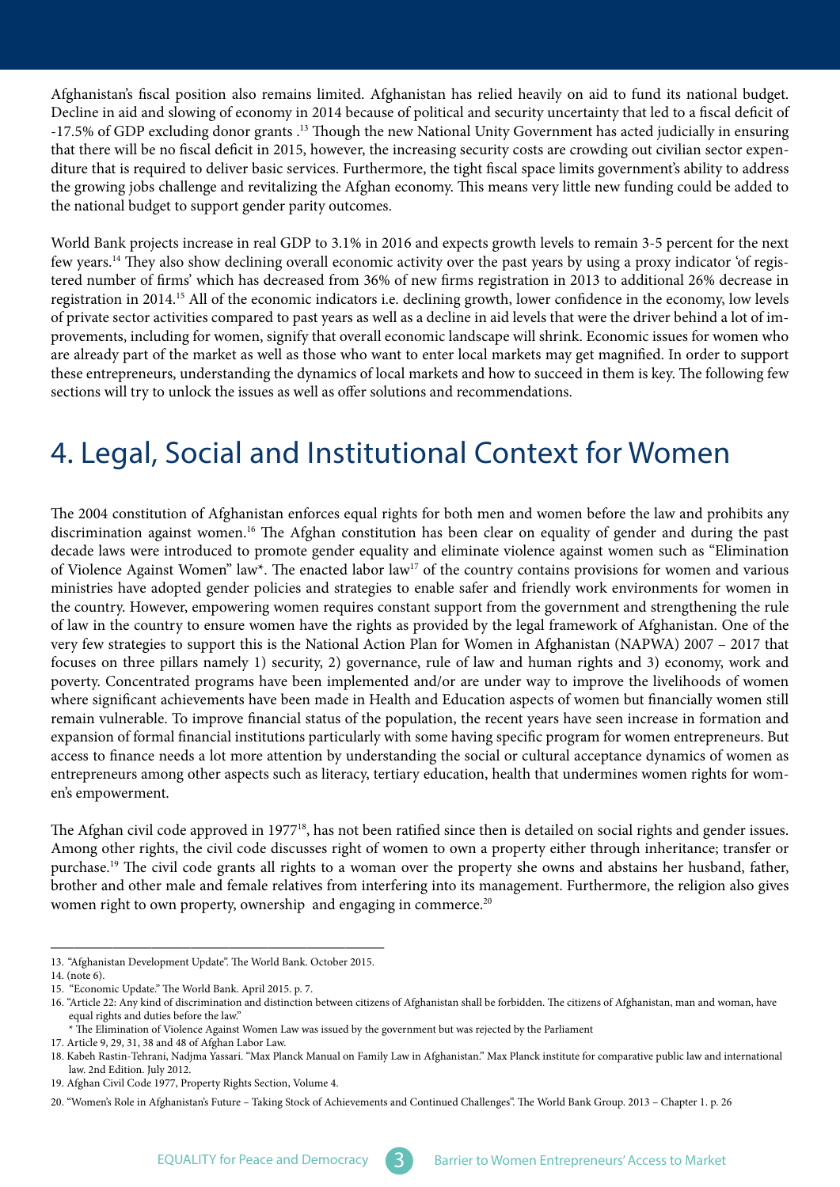Afghanistan's fiscal position also remains limited. Afghanistan has relied heavily on aid to fund its national budget. Decline in aid and slowing of economy in 2014 because of political and security uncertainty that led to a fiscal deficit of -17.5% of GDP excluding donor grants .[13] Though the new National Unity Government has acted judicially in ensuring that there will be no fiscal deficit in 2015, however, the increasing security costs are crowding out civilian sector expenditure that is required to deliver basic services. Furthermore, the tight fiscal space limits government's ability to address the growing jobs challenge and revitalizing the Afghan economy. This means very little new funding could be added to the national budget to support gender parity outcomes.

World Bank projects increase in real GDP to 3.1% in 2016 and expects growth levels to remain 3-5 percent for the next few years.[14] They also show declining overall economic activity over the past years by using a proxy indicator 'of registered number of firms' which has decreased from 36% of new firms registration in 2013 to additional 26% decrease in registration in 2014.[15] All of the economic indicators i.e. declining growth, lower confidence in the economy, low levels of private sector activities compared to past years as well as a decline in aid levels that were the driver behind a lot of improvements, including for women, signify that overall economic landscape will shrink. Economic issues for women who are already part of the market as well as those who want to enter local markets may get magnified. In order to support these entrepreneurs, understanding the dynamics of local markets and how to succeed in them is key. The following few sections will try to unlock the issues as well as offer solutions and recommendations.

# 4. Legal, Social and Institutional Context for Women

The 2004 constitution of Afghanistan enforces equal rights for both men and women before the law and prohibits any discrimination against women.[16] The Afghan constitution has been clear on equality of gender and during the past decade laws were introduced to promote gender equality and eliminate violence against women such as "Elimination of Violence Against Women" law*. The enacted labor law[17] of the country contains provisions for women and various ministries have adopted gender policies and strategies to enable safer and friendly work environments for women in the country. However, empowering women requires constant support from the government and strengthening the rule of law in the country to ensure women have the rights as provided by the legal framework of Afghanistan. One of the very few strategies to support this is the National Action Plan for Women in Afghanistan (NAPWA) 2007 – 2017 that focuses on three pillars namely 1) security, 2) governance, rule of law and human rights and 3) economy, work and poverty. Concentrated programs have been implemented and/or are under way to improve the livelihoods of women where significant achievements have been made in Health and Education aspects of women but financially women still remain vulnerable. To improve financial status of the population, the recent years have seen increase in formation and expansion of formal financial institutions particularly with some having specific program for women entrepreneurs. But access to finance needs a lot more attention by understanding the social or cultural acceptance dynamics of women as entrepreneurs among other aspects such as literacy, tertiary education, health that undermines women rights for women's empowerment.

The Afghan civil code approved in 1977[18], has not been ratified since then is detailed on social rights and gender issues. Among other rights, the civil code discusses right of women to own a property either through inheritance; transfer or purchase.[19] The civil code grants all rights to a woman over the property she owns and abstains her husband, father, brother and other male and female relatives from interfering into its management. Furthermore, the religion also gives women right to own property, ownership and engaging in commerce.[20]

---

13. "Afghanistan Development Update". The World Bank. October 2015.
14. (note 6).
15. "Economic Update." The World Bank. April 2015. p. 7.
16. "Article 22: Any kind of discrimination and distinction between citizens of Afghanistan shall be forbidden. The citizens of Afghanistan, man and woman, have equal rights and duties before the law."
    * The Elimination of Violence Against Women Law was issued by the government but was rejected by the Parliament
17. Article 9, 29, 31, 38 and 48 of Afghan Labor Law.
18. Kabeh Rastin-Tehrani, Nadjma Yassari. "Max Planck Manual on Family Law in Afghanistan." Max Planck institute for comparative public law and international law. 2nd Edition. July 2012.
19. Afghan Civil Code 1977, Property Rights Section, Volume 4.
20. "Women's Role in Afghanistan's Future – Taking Stock of Achievements and Continued Challenges". The World Bank Group. 2013 – Chapter 1. p. 26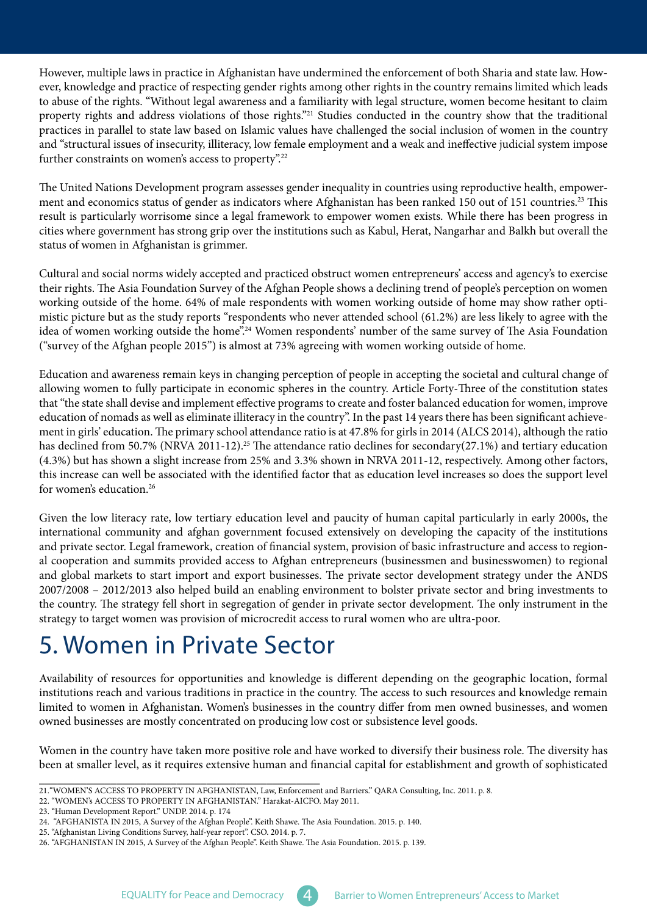However, multiple laws in practice in Afghanistan have undermined the enforcement of both Sharia and state law. However, knowledge and practice of respecting gender rights among other rights in the country remains limited which leads to abuse of the rights. "Without legal awareness and a familiarity with legal structure, women become hesitant to claim property rights and address violations of those rights."[21] Studies conducted in the country show that the traditional practices in parallel to state law based on Islamic values have challenged the social inclusion of women in the country and "structural issues of insecurity, illiteracy, low female employment and a weak and ineffective judicial system impose further constraints on women's access to property".[22]

The United Nations Development program assesses gender inequality in countries using reproductive health, empowerment and economics status of gender as indicators where Afghanistan has been ranked 150 out of 151 countries.[23] This result is particularly worrisome since a legal framework to empower women exists. While there has been progress in cities where government has strong grip over the institutions such as Kabul, Herat, Nangarhar and Balkh but overall the status of women in Afghanistan is grimmer.

Cultural and social norms widely accepted and practiced obstruct women entrepreneurs' access and agency's to exercise their rights. The Asia Foundation Survey of the Afghan People shows a declining trend of people's perception on women working outside of the home. 64% of male respondents with women working outside of home may show rather optimistic picture but as the study reports "respondents who never attended school (61.2%) are less likely to agree with the idea of women working outside the home".[24] Women respondents' number of the same survey of The Asia Foundation ("survey of the Afghan people 2015") is almost at 73% agreeing with women working outside of home.

Education and awareness remain keys in changing perception of people in accepting the societal and cultural change of allowing women to fully participate in economic spheres in the country. Article Forty-Three of the constitution states that "the state shall devise and implement effective programs to create and foster balanced education for women, improve education of nomads as well as eliminate illiteracy in the country". In the past 14 years there has been significant achievement in girls' education. The primary school attendance ratio is at 47.8% for girls in 2014 (ALCS 2014), although the ratio has declined from 50.7% (NRVA 2011-12).[25] The attendance ratio declines for secondary(27.1%) and tertiary education (4.3%) but has shown a slight increase from 25% and 3.3% shown in NRVA 2011-12, respectively. Among other factors, this increase can well be associated with the identified factor that as education level increases so does the support level for women's education.[26]

Given the low literacy rate, low tertiary education level and paucity of human capital particularly in early 2000s, the international community and afghan government focused extensively on developing the capacity of the institutions and private sector. Legal framework, creation of financial system, provision of basic infrastructure and access to regional cooperation and summits provided access to Afghan entrepreneurs (businessmen and businesswomen) to regional and global markets to start import and export businesses. The private sector development strategy under the ANDS 2007/2008 – 2012/2013 also helped build an enabling environment to bolster private sector and bring investments to the country. The strategy fell short in segregation of gender in private sector development. The only instrument in the strategy to target women was provision of microcredit access to rural women who are ultra-poor.

# 5. Women in Private Sector

Availability of resources for opportunities and knowledge is different depending on the geographic location, formal institutions reach and various traditions in practice in the country. The access to such resources and knowledge remain limited to women in Afghanistan. Women's businesses in the country differ from men owned businesses, and women owned businesses are mostly concentrated on producing low cost or subsistence level goods.

Women in the country have taken more positive role and have worked to diversify their business role. The diversity has been at smaller level, as it requires extensive human and financial capital for establishment and growth of sophisticated

---

21. "WOMEN'S ACCESS TO PROPERTY IN AFGHANISTAN, Law, Enforcement and Barriers." QARA Consulting, Inc. 2011. p. 8.
22. "WOMEN's ACCESS TO PROPERTY IN AFGHANISTAN." Harakat-AICFO. May 2011.
23. "Human Development Report." UNDP. 2014. p. 174
24. "AFGHANISTA IN 2015, A Survey of the Afghan People". Keith Shawe. The Asia Foundation. 2015. p. 140.
25. "Afghanistan Living Conditions Survey, half-year report". CSO. 2014. p. 7.
26. "AFGHANISTAN IN 2015, A Survey of the Afghan People". Keith Shawe. The Asia Foundation. 2015. p. 139.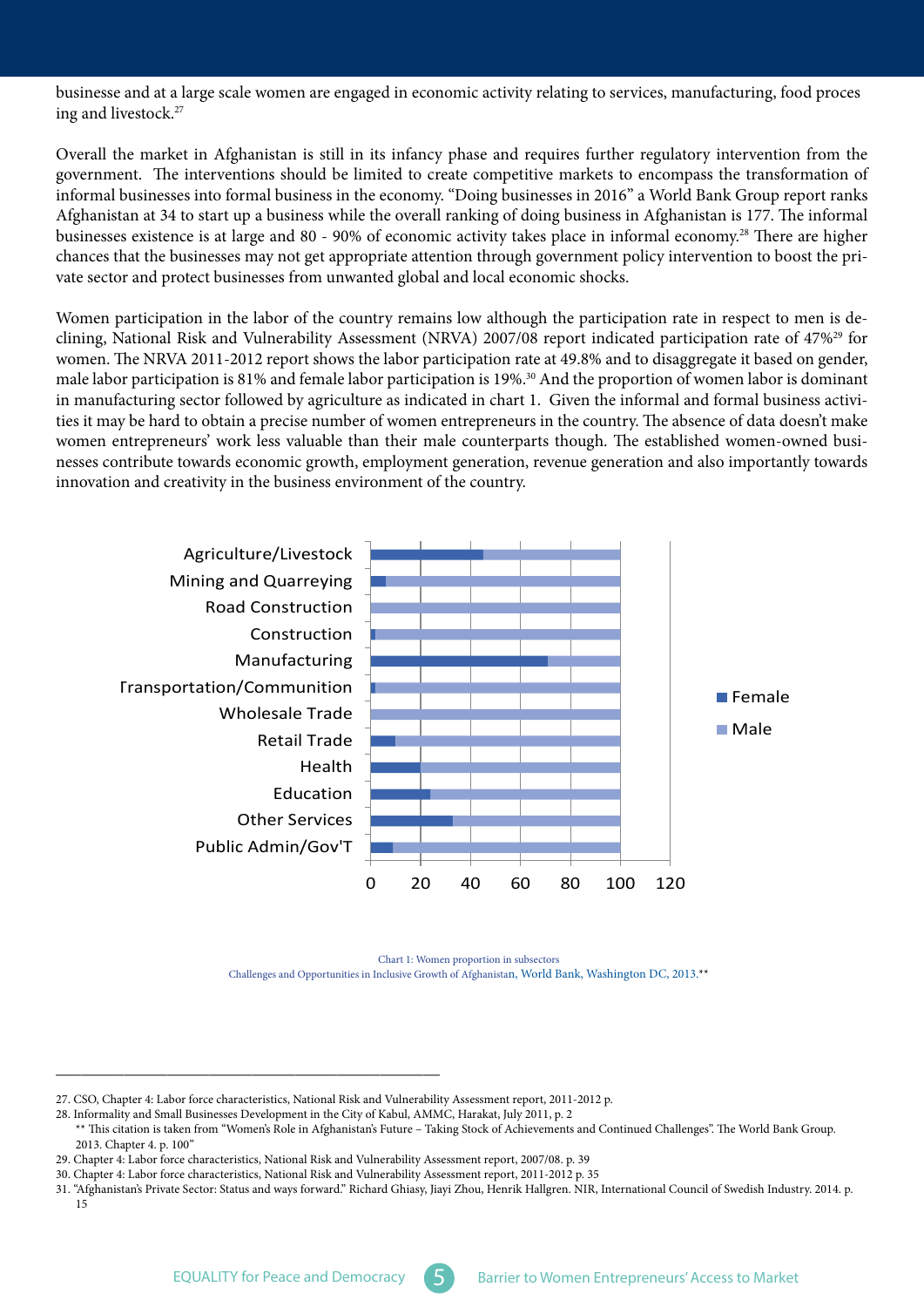businesse and at a large scale women are engaged in economic activity relating to services, manufacturing, food proces ing and livestock.[27]

Overall the market in Afghanistan is still in its infancy phase and requires further regulatory intervention from the government. The interventions should be limited to create competitive markets to encompass the transformation of informal businesses into formal business in the economy. "Doing businesses in 2016" a World Bank Group report ranks Afghanistan at 34 to start up a business while the overall ranking of doing business in Afghanistan is 177. The informal businesses existence is at large and 80 - 90% of economic activity takes place in informal economy.[28] There are higher chances that the businesses may not get appropriate attention through government policy intervention to boost the private sector and protect businesses from unwanted global and local economic shocks.

Women participation in the labor of the country remains low although the participation rate in respect to men is declining, National Risk and Vulnerability Assessment (NRVA) 2007/08 report indicated participation rate of 47%[29] for women. The NRVA 2011-2012 report shows the labor participation rate at 49.8% and to disaggregate it based on gender, male labor participation is 81% and female labor participation is 19%.[30] And the proportion of women labor is dominant in manufacturing sector followed by agriculture as indicated in chart 1. Given the informal and formal business activities it may be hard to obtain a precise number of women entrepreneurs in the country. The absence of data doesn't make women entrepreneurs' work less valuable than their male counterparts though. The established women-owned businesses contribute towards economic growth, employment generation, revenue generation and also importantly towards innovation and creativity in the business environment of the country.

Chart 1: Women proportion in subsectors
Challenges and Opportunities in Inclusive Growth of Afghanistan, World Bank, Washington DC, 2013.**

---

27. CSO, Chapter 4: Labor force characteristics, National Risk and Vulnerability Assessment report, 2011-2012 p.
28. Informality and Small Businesses Development in the City of Kabul, AMMC, Harakat, July 2011, p. 2
    ** This citation is taken from "Women's Role in Afghanistan's Future – Taking Stock of Achievements and Continued Challenges". The World Bank Group. 2013. Chapter 4. p. 100"
29. Chapter 4: Labor force characteristics, National Risk and Vulnerability Assessment report, 2007/08. p. 39
30. Chapter 4: Labor force characteristics, National Risk and Vulnerability Assessment report, 2011-2012 p. 35
31. "Afghanistan's Private Sector: Status and ways forward." Richard Ghiasy, Jiayi Zhou, Henrik Hallgren. NIR, International Council of Swedish Industry. 2014. p. 15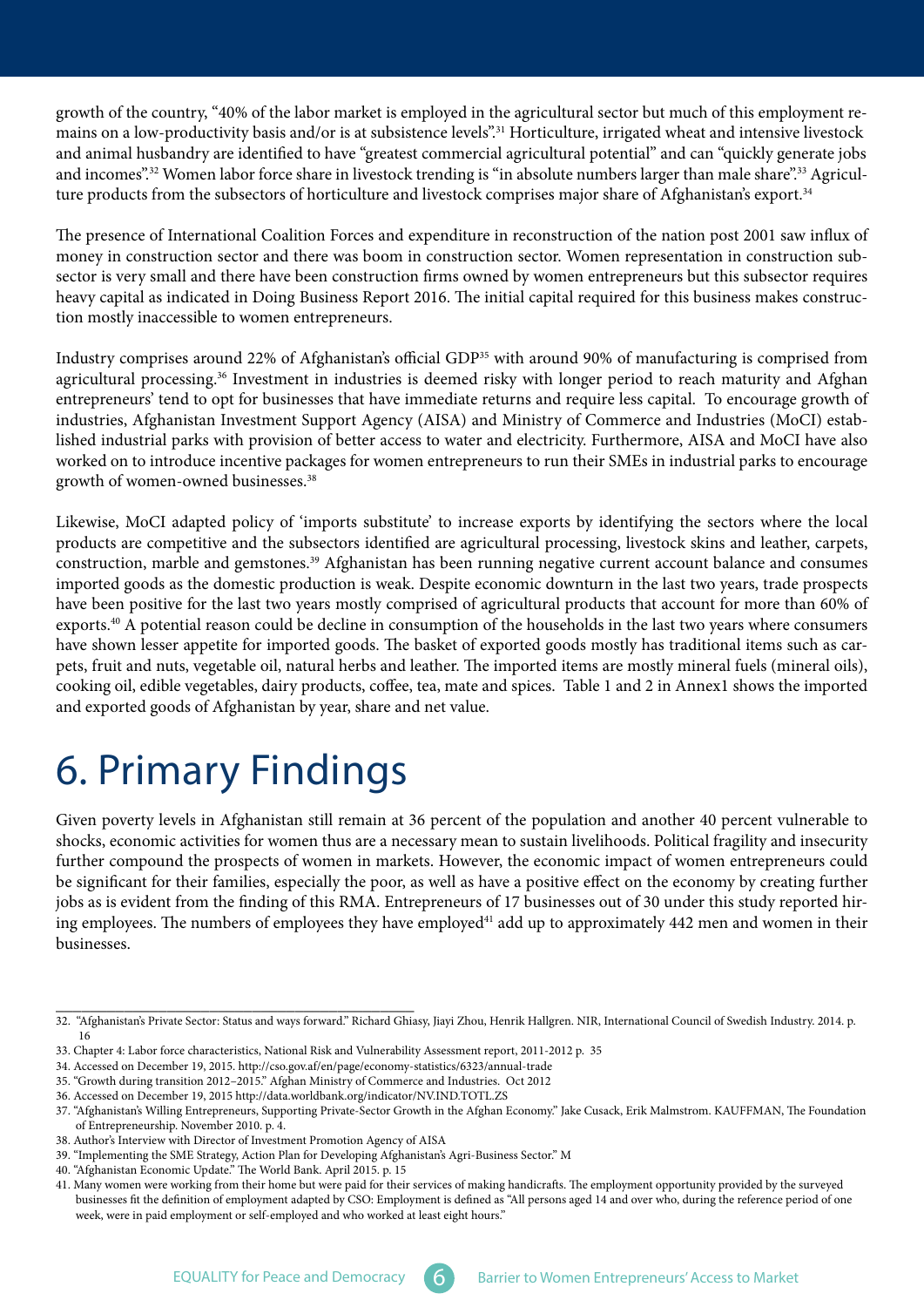growth of the country, "40% of the labor market is employed in the agricultural sector but much of this employment remains on a low-productivity basis and/or is at subsistence levels".[31] Horticulture, irrigated wheat and intensive livestock and animal husbandry are identified to have "greatest commercial agricultural potential" and can "quickly generate jobs and incomes".[32] Women labor force share in livestock trending is "in absolute numbers larger than male share".[33] Agriculture products from the subsectors of horticulture and livestock comprises major share of Afghanistan's export.[34]

The presence of International Coalition Forces and expenditure in reconstruction of the nation post 2001 saw influx of money in construction sector and there was boom in construction sector. Women representation in construction subsector is very small and there have been construction firms owned by women entrepreneurs but this subsector requires heavy capital as indicated in Doing Business Report 2016. The initial capital required for this business makes construction mostly inaccessible to women entrepreneurs.

Industry comprises around 22% of Afghanistan's official GDP[35] with around 90% of manufacturing is comprised from agricultural processing.[36] Investment in industries is deemed risky with longer period to reach maturity and Afghan entrepreneurs' tend to opt for businesses that have immediate returns and require less capital. To encourage growth of industries, Afghanistan Investment Support Agency (AISA) and Ministry of Commerce and Industries (MoCI) established industrial parks with provision of better access to water and electricity. Furthermore, AISA and MoCI have also worked on to introduce incentive packages for women entrepreneurs to run their SMEs in industrial parks to encourage growth of women-owned businesses.[38]

Likewise, MoCI adapted policy of 'imports substitute' to increase exports by identifying the sectors where the local products are competitive and the subsectors identified are agricultural processing, livestock skins and leather, carpets, construction, marble and gemstones.[39] Afghanistan has been running negative current account balance and consumes imported goods as the domestic production is weak. Despite economic downturn in the last two years, trade prospects have been positive for the last two years mostly comprised of agricultural products that account for more than 60% of exports.[40] A potential reason could be decline in consumption of the households in the last two years where consumers have shown lesser appetite for imported goods. The basket of exported goods mostly has traditional items such as carpets, fruit and nuts, vegetable oil, natural herbs and leather. The imported items are mostly mineral fuels (mineral oils), cooking oil, edible vegetables, dairy products, coffee, tea, mate and spices. Table 1 and 2 in Annex1 shows the imported and exported goods of Afghanistan by year, share and net value.

# 6. Primary Findings

Given poverty levels in Afghanistan still remain at 36 percent of the population and another 40 percent vulnerable to shocks, economic activities for women thus are a necessary mean to sustain livelihoods. Political fragility and insecurity further compound the prospects of women in markets. However, the economic impact of women entrepreneurs could be significant for their families, especially the poor, as well as have a positive effect on the economy by creating further jobs as is evident from the finding of this RMA. Entrepreneurs of 17 businesses out of 30 under this study reported hiring employees. The numbers of employees they have employed[41] add up to approximately 442 men and women in their businesses.

---

32. "Afghanistan's Private Sector: Status and ways forward." Richard Ghiasy, Jiayi Zhou, Henrik Hallgren. NIR, International Council of Swedish Industry. 2014. p. 16
33. Chapter 4: Labor force characteristics, National Risk and Vulnerability Assessment report, 2011-2012 p. 35
34. Accessed on December 19, 2015. http://cso.gov.af/en/page/economy-statistics/6323/annual-trade
35. "Growth during transition 2012–2015." Afghan Ministry of Commerce and Industries. Oct 2012
36. Accessed on December 19, 2015 http://data.worldbank.org/indicator/NV.IND.TOTL.ZS
37. "Afghanistan's Willing Entrepreneurs, Supporting Private-Sector Growth in the Afghan Economy." Jake Cusack, Erik Malmstrom. KAUFFMAN, The Foundation of Entrepreneurship. November 2010. p. 4.
38. Author's Interview with Director of Investment Promotion Agency of AISA
39. "Implementing the SME Strategy, Action Plan for Developing Afghanistan's Agri-Business Sector." M
40. "Afghanistan Economic Update." The World Bank. April 2015. p. 15
41. Many women were working from their home but were paid for their services of making handicrafts. The employment opportunity provided by the surveyed businesses fit the definition of employment adapted by CSO: Employment is defined as "All persons aged 14 and over who, during the reference period of one week, were in paid employment or self-employed and who worked at least eight hours."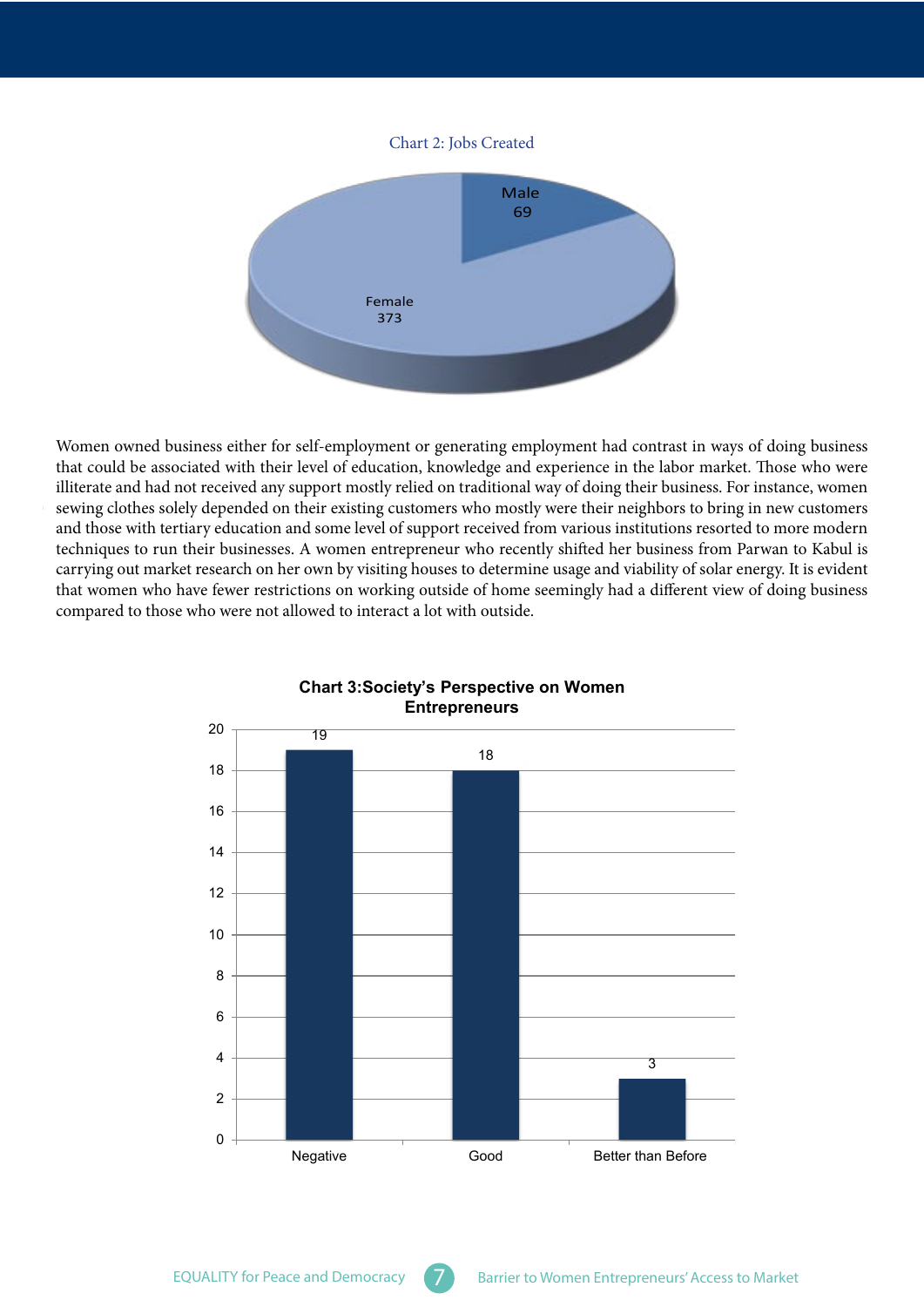Chart 2: Jobs Created

| Category | Jobs |
| --- | --- |
| Male | 69 |
| Female | 373 |

Women owned business either for self-employment or generating employment had contrast in ways of doing business that could be associated with their level of education, knowledge and experience in the labor market. Those who were illiterate and had not received any support mostly relied on traditional way of doing their business. For instance, women sewing clothes solely depended on their existing customers who mostly were their neighbors to bring in new customers and those with tertiary education and some level of support received from various institutions resorted to more modern techniques to run their businesses. A women entrepreneur who recently shifted her business from Parwan to Kabul is carrying out market research on her own by visiting houses to determine usage and viability of solar energy. It is evident that women who have fewer restrictions on working outside of home seemingly had a different view of doing business compared to those who were not allowed to interact a lot with outside.

**Chart 3:Society's Perspective on Women Entrepreneurs**

| Perspective | Count |
| --- | --- |
| Negative | 19 |
| Good | 18 |
| Better than Before | 3 |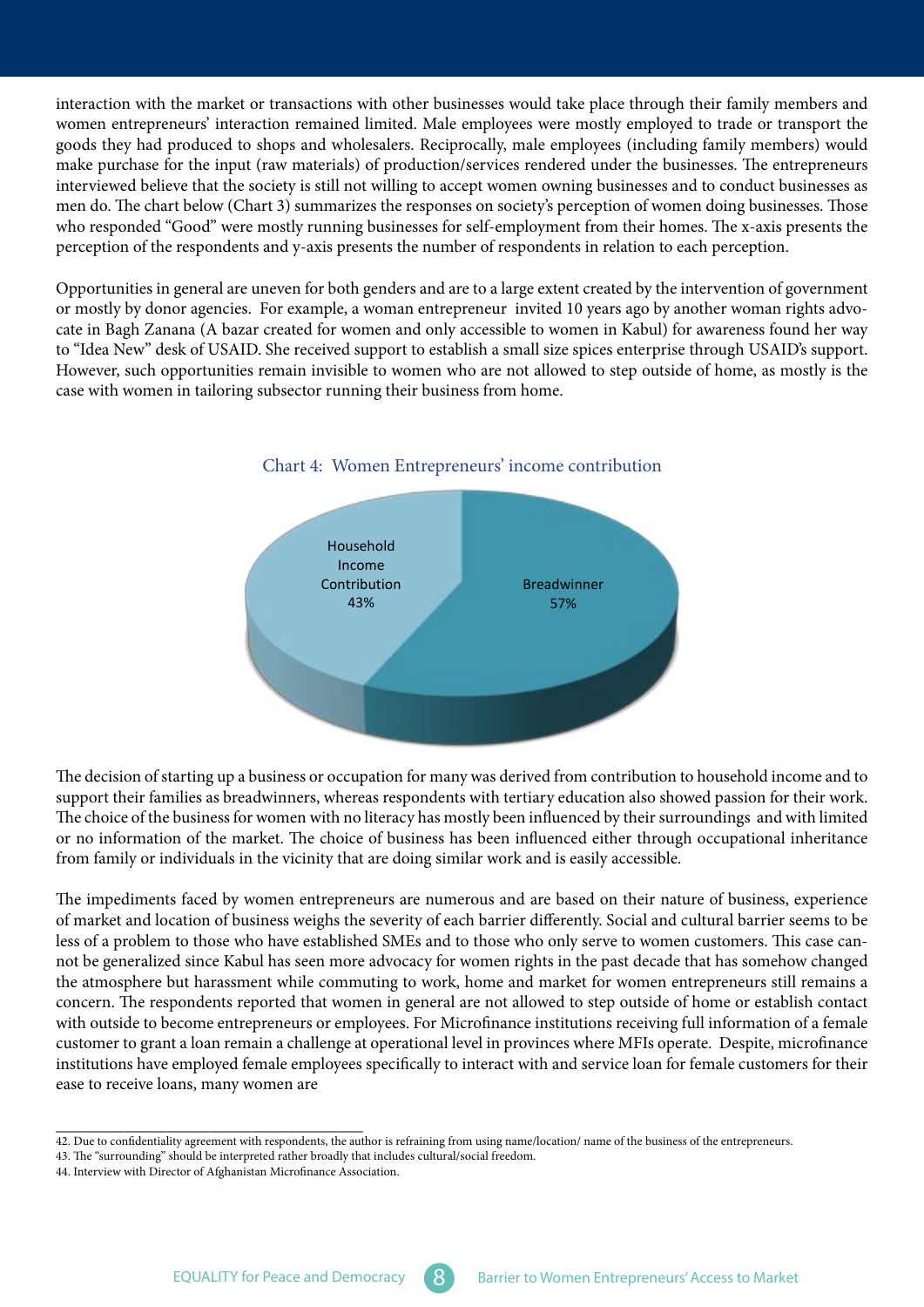interaction with the market or transactions with other businesses would take place through their family members and women entrepreneurs' interaction remained limited. Male employees were mostly employed to trade or transport the goods they had produced to shops and wholesalers. Reciprocally, male employees (including family members) would make purchase for the input (raw materials) of production/services rendered under the businesses. The entrepreneurs interviewed believe that the society is still not willing to accept women owning businesses and to conduct businesses as men do. The chart below (Chart 3) summarizes the responses on society's perception of women doing businesses. Those who responded "Good" were mostly running businesses for self-employment from their homes. The x-axis presents the perception of the respondents and y-axis presents the number of respondents in relation to each perception.

Opportunities in general are uneven for both genders and are to a large extent created by the intervention of government or mostly by donor agencies. For example, a woman entrepreneur invited 10 years ago by another woman rights advocate in Bagh Zanana (A bazar created for women and only accessible to women in Kabul) for awareness found her way to "Idea New" desk of USAID. She received support to establish a small size spices enterprise through USAID's support. However, such opportunities remain invisible to women who are not allowed to step outside of home, as mostly is the case with women in tailoring subsector running their business from home.

Chart 4: Women Entrepreneurs' income contribution

| Category | Share |
|---|---|
| Household Income Contribution | 43% |
| Breadwinner | 57% |

The decision of starting up a business or occupation for many was derived from contribution to household income and to support their families as breadwinners, whereas respondents with tertiary education also showed passion for their work. The choice of the business for women with no literacy has mostly been influenced by their surroundings and with limited or no information of the market. The choice of business has been influenced either through occupational inheritance from family or individuals in the vicinity that are doing similar work and is easily accessible.

The impediments faced by women entrepreneurs are numerous and are based on their nature of business, experience of market and location of business weighs the severity of each barrier differently. Social and cultural barrier seems to be less of a problem to those who have established SMEs and to those who only serve to women customers. This case cannot be generalized since Kabul has seen more advocacy for women rights in the past decade that has somehow changed the atmosphere but harassment while commuting to work, home and market for women entrepreneurs still remains a concern. The respondents reported that women in general are not allowed to step outside of home or establish contact with outside to become entrepreneurs or employees. For Microfinance institutions receiving full information of a female customer to grant a loan remain a challenge at operational level in provinces where MFIs operate. Despite, microfinance institutions have employed female employees specifically to interact with and service loan for female customers for their ease to receive loans, many women are

---

42. Due to confidentiality agreement with respondents, the author is refraining from using name/location/ name of the business of the entrepreneurs.
43. The "surrounding" should be interpreted rather broadly that includes cultural/social freedom.
44. Interview with Director of Afghanistan Microfinance Association.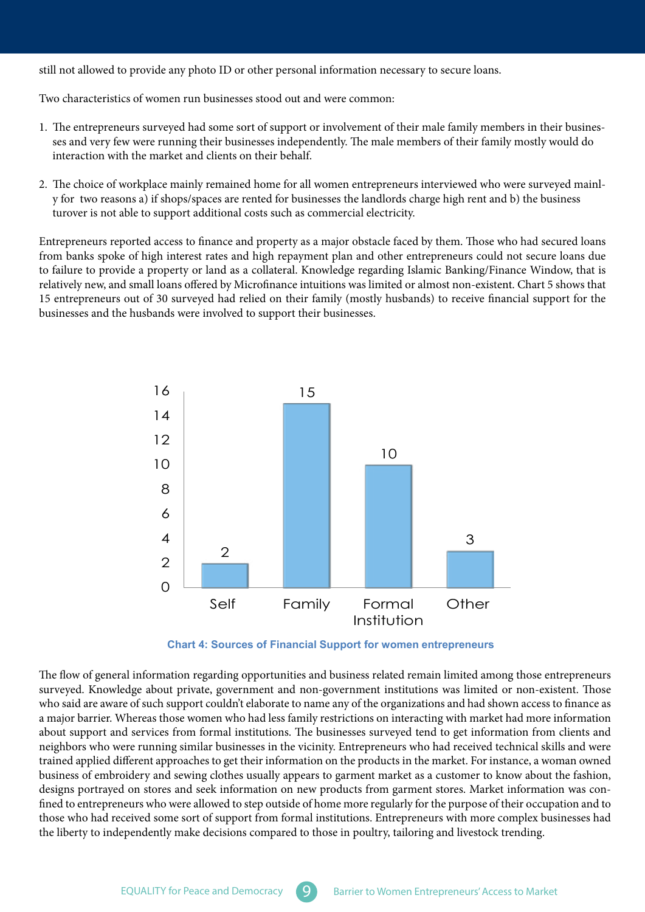still not allowed to provide any photo ID or other personal information necessary to secure loans.

Two characteristics of women run businesses stood out and were common:

1. The entrepreneurs surveyed had some sort of support or involvement of their male family members in their businesses and very few were running their businesses independently. The male members of their family mostly would do interaction with the market and clients on their behalf.

2. The choice of workplace mainly remained home for all women entrepreneurs interviewed who were surveyed mainly for two reasons a) if shops/spaces are rented for businesses the landlords charge high rent and b) the business turover is not able to support additional costs such as commercial electricity.

Entrepreneurs reported access to finance and property as a major obstacle faced by them. Those who had secured loans from banks spoke of high interest rates and high repayment plan and other entrepreneurs could not secure loans due to failure to provide a property or land as a collateral. Knowledge regarding Islamic Banking/Finance Window, that is relatively new, and small loans offered by Microfinance intuitions was limited or almost non-existent. Chart 5 shows that 15 entrepreneurs out of 30 surveyed had relied on their family (mostly husbands) to receive financial support for the businesses and the husbands were involved to support their businesses.

| Source | Number |
|---|---|
| Self | 2 |
| Family | 15 |
| Formal Institution | 10 |
| Other | 3 |

**Chart 4: Sources of Financial Support for women entrepreneurs**

The flow of general information regarding opportunities and business related remain limited among those entrepreneurs surveyed. Knowledge about private, government and non-government institutions was limited or non-existent. Those who said are aware of such support couldn't elaborate to name any of the organizations and had shown access to finance as a major barrier. Whereas those women who had less family restrictions on interacting with market had more information about support and services from formal institutions. The businesses surveyed tend to get information from clients and neighbors who were running similar businesses in the vicinity. Entrepreneurs who had received technical skills and were trained applied different approaches to get their information on the products in the market. For instance, a woman owned business of embroidery and sewing clothes usually appears to garment market as a customer to know about the fashion, designs portrayed on stores and seek information on new products from garment stores. Market information was confined to entrepreneurs who were allowed to step outside of home more regularly for the purpose of their occupation and to those who had received some sort of support from formal institutions. Entrepreneurs with more complex businesses had the liberty to independently make decisions compared to those in poultry, tailoring and livestock trending.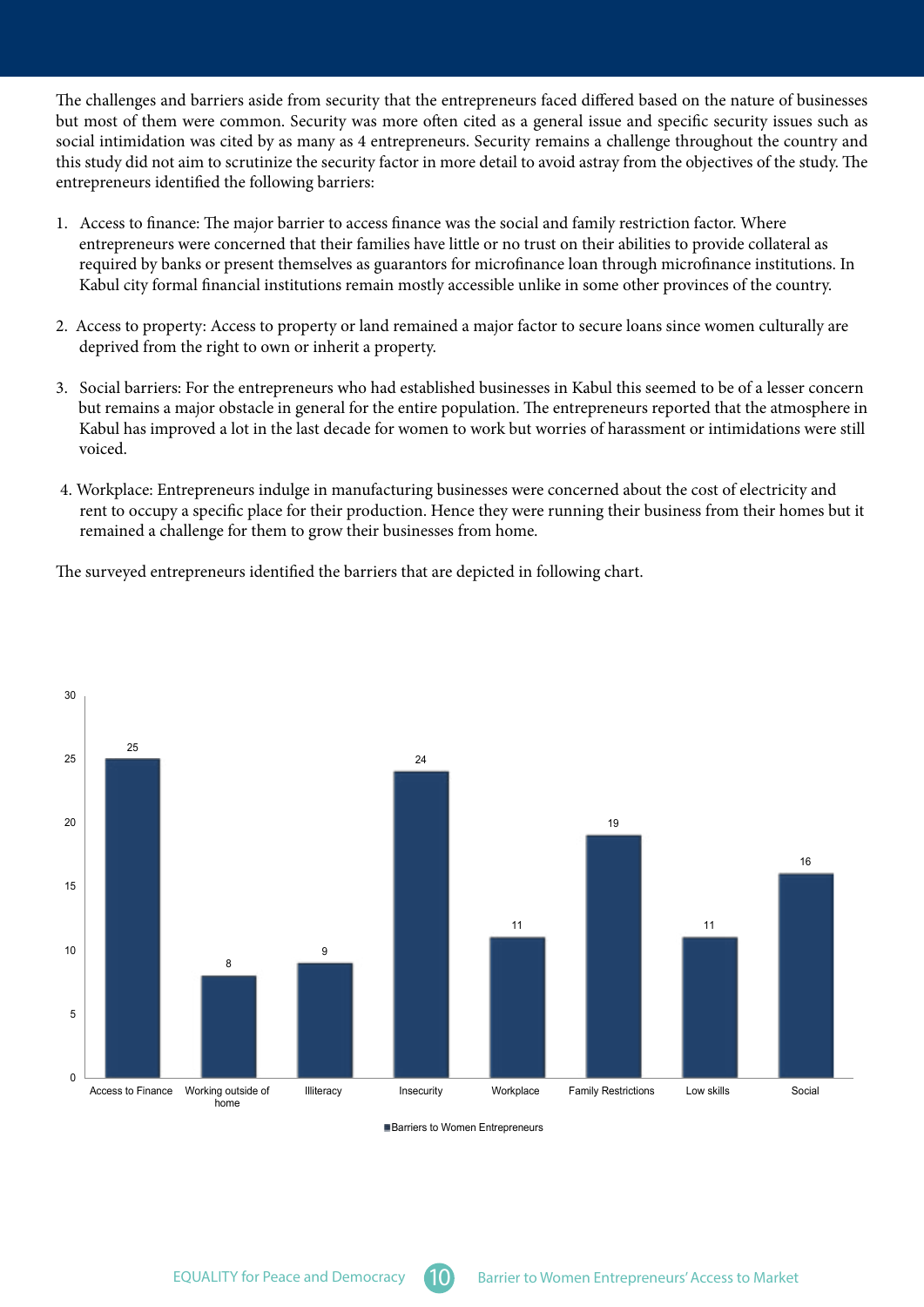The challenges and barriers aside from security that the entrepreneurs faced differed based on the nature of businesses but most of them were common. Security was more often cited as a general issue and specific security issues such as social intimidation was cited by as many as 4 entrepreneurs. Security remains a challenge throughout the country and this study did not aim to scrutinize the security factor in more detail to avoid astray from the objectives of the study. The entrepreneurs identified the following barriers:

1. Access to finance: The major barrier to access finance was the social and family restriction factor. Where entrepreneurs were concerned that their families have little or no trust on their abilities to provide collateral as required by banks or present themselves as guarantors for microfinance loan through microfinance institutions. In Kabul city formal financial institutions remain mostly accessible unlike in some other provinces of the country.

2. Access to property: Access to property or land remained a major factor to secure loans since women culturally are deprived from the right to own or inherit a property.

3. Social barriers: For the entrepreneurs who had established businesses in Kabul this seemed to be of a lesser concern but remains a major obstacle in general for the entire population. The entrepreneurs reported that the atmosphere in Kabul has improved a lot in the last decade for women to work but worries of harassment or intimidations were still voiced.

4. Workplace: Entrepreneurs indulge in manufacturing businesses were concerned about the cost of electricity and rent to occupy a specific place for their production. Hence they were running their business from their homes but it remained a challenge for them to grow their businesses from home.

The surveyed entrepreneurs identified the barriers that are depicted in following chart.

| Barriers to Women Entrepreneurs | Value |
|---|---|
| Access to Finance | 25 |
| Working outside of home | 8 |
| Illiteracy | 9 |
| Insecurity | 24 |
| Workplace | 11 |
| Family Restrictions | 19 |
| Low skills | 11 |
| Social | 16 |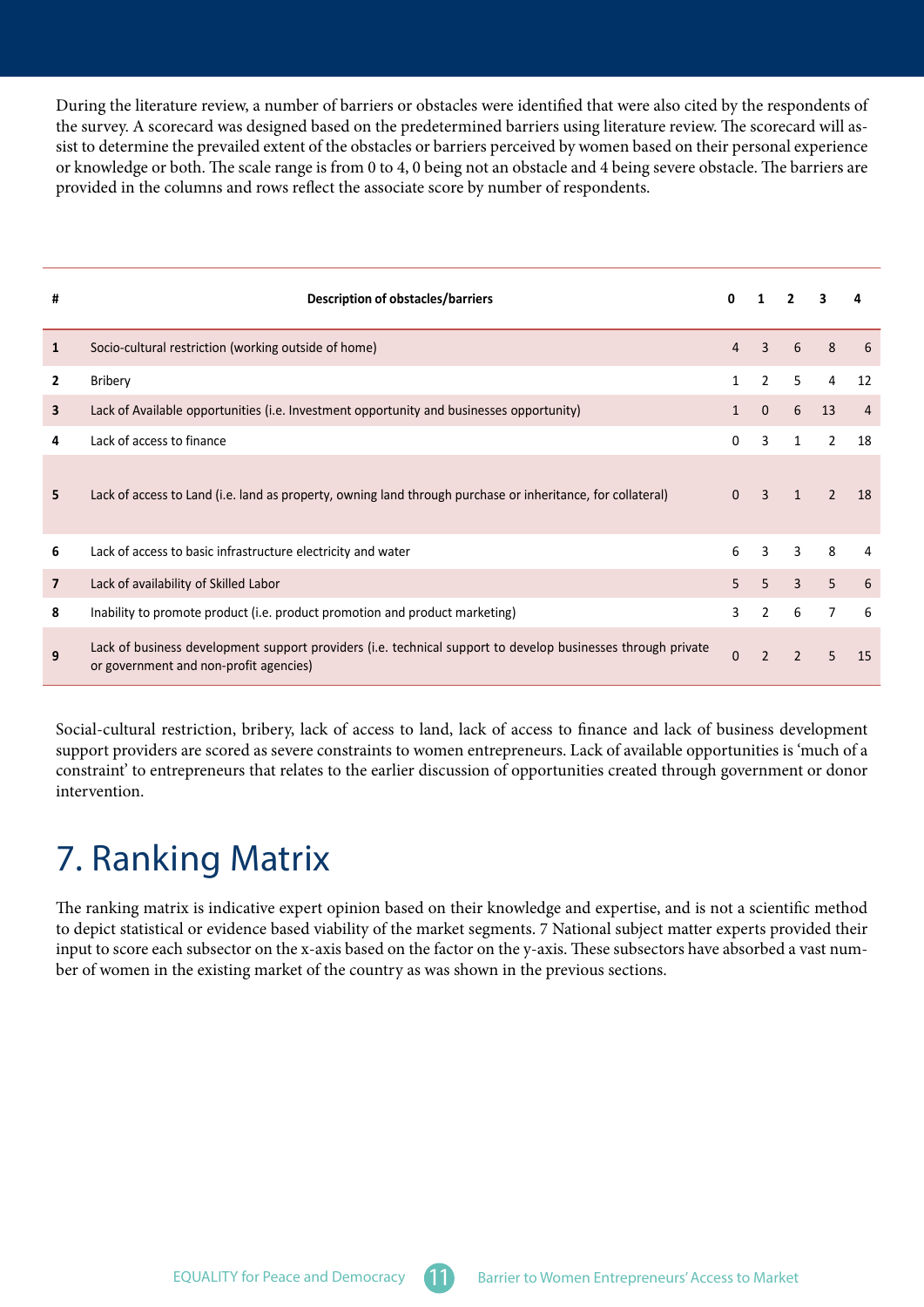During the literature review, a number of barriers or obstacles were identified that were also cited by the respondents of the survey. A scorecard was designed based on the predetermined barriers using literature review. The scorecard will assist to determine the prevailed extent of the obstacles or barriers perceived by women based on their personal experience or knowledge or both. The scale range is from 0 to 4, 0 being not an obstacle and 4 being severe obstacle. The barriers are provided in the columns and rows reflect the associate score by number of respondents.

| # | Description of obstacles/barriers | 0 | 1 | 2 | 3 | 4 |
|---|---|---|---|---|---|---|
| 1 | Socio-cultural restriction (working outside of home) | 4 | 3 | 6 | 8 | 6 |
| 2 | Bribery | 1 | 2 | 5 | 4 | 12 |
| 3 | Lack of Available opportunities (i.e. Investment opportunity and businesses opportunity) | 1 | 0 | 6 | 13 | 4 |
| 4 | Lack of access to finance | 0 | 3 | 1 | 2 | 18 |
| 5 | Lack of access to Land (i.e. land as property, owning land through purchase or inheritance, for collateral) | 0 | 3 | 1 | 2 | 18 |
| 6 | Lack of access to basic infrastructure electricity and water | 6 | 3 | 3 | 8 | 4 |
| 7 | Lack of availability of Skilled Labor | 5 | 5 | 3 | 5 | 6 |
| 8 | Inability to promote product (i.e. product promotion and product marketing) | 3 | 2 | 6 | 7 | 6 |
| 9 | Lack of business development support providers (i.e. technical support to develop businesses through private or government and non-profit agencies) | 0 | 2 | 2 | 5 | 15 |

Social-cultural restriction, bribery, lack of access to land, lack of access to finance and lack of business development support providers are scored as severe constraints to women entrepreneurs. Lack of available opportunities is 'much of a constraint' to entrepreneurs that relates to the earlier discussion of opportunities created through government or donor intervention.

# 7. Ranking Matrix

The ranking matrix is indicative expert opinion based on their knowledge and expertise, and is not a scientific method to depict statistical or evidence based viability of the market segments. 7 National subject matter experts provided their input to score each subsector on the x-axis based on the factor on the y-axis. These subsectors have absorbed a vast number of women in the existing market of the country as was shown in the previous sections.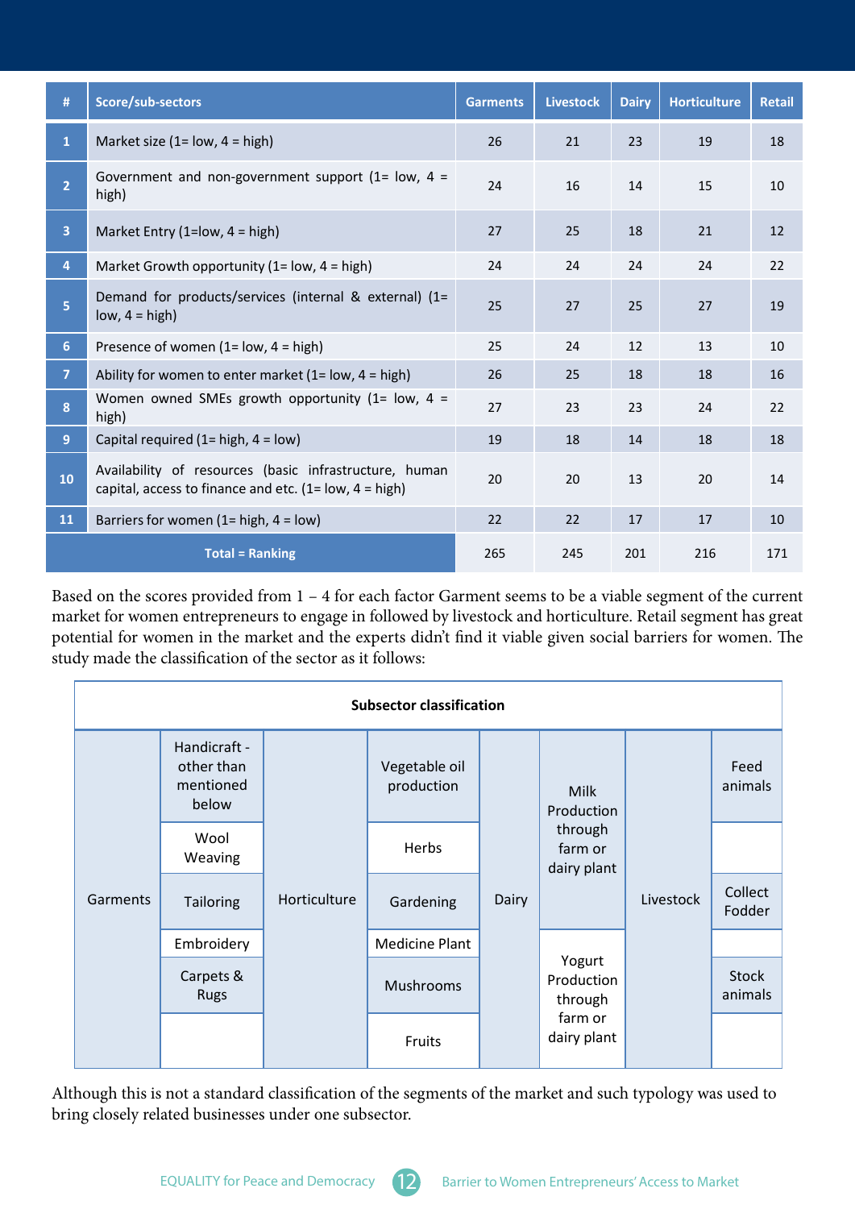| # | Score/sub-sectors | Garments | Livestock | Dairy | Horticulture | Retail |
|---|---|---|---|---|---|---|
| 1 | Market size (1= low, 4 = high) | 26 | 21 | 23 | 19 | 18 |
| 2 | Government and non-government support (1= low, 4 = high) | 24 | 16 | 14 | 15 | 10 |
| 3 | Market Entry (1=low, 4 = high) | 27 | 25 | 18 | 21 | 12 |
| 4 | Market Growth opportunity (1= low, 4 = high) | 24 | 24 | 24 | 24 | 22 |
| 5 | Demand for products/services (internal & external) (1= low, 4 = high) | 25 | 27 | 25 | 27 | 19 |
| 6 | Presence of women (1= low, 4 = high) | 25 | 24 | 12 | 13 | 10 |
| 7 | Ability for women to enter market (1= low, 4 = high) | 26 | 25 | 18 | 18 | 16 |
| 8 | Women owned SMEs growth opportunity (1= low, 4 = high) | 27 | 23 | 23 | 24 | 22 |
| 9 | Capital required (1= high, 4 = low) | 19 | 18 | 14 | 18 | 18 |
| 10 | Availability of resources (basic infrastructure, human capital, access to finance and etc. (1= low, 4 = high) | 20 | 20 | 13 | 20 | 14 |
| 11 | Barriers for women (1= high, 4 = low) | 22 | 22 | 17 | 17 | 10 |
| | **Total = Ranking** | 265 | 245 | 201 | 216 | 171 |

Based on the scores provided from 1 – 4 for each factor Garment seems to be a viable segment of the current market for women entrepreneurs to engage in followed by livestock and horticulture. Retail segment has great potential for women in the market and the experts didn't find it viable given social barriers for women. The study made the classification of the sector as it follows:

**Subsector classification**

| Sector | Subsector | Sector | Subsector | Sector | Subsector | Sector | Subsector |
|---|---|---|---|---|---|---|---|
| Garments | Handicraft - other than mentioned below | Horticulture | Vegetable oil production | Dairy | Milk Production through farm or dairy plant | Livestock | Feed animals |
| | Wool Weaving | | Herbs | | | | |
| | Tailoring | | Gardening | | | | Collect Fodder |
| | Embroidery | | Medicine Plant | | Yogurt Production through farm or dairy plant | | |
| | Carpets & Rugs | | Mushrooms | | | | Stock animals |
| | | | Fruits | | | | |

Although this is not a standard classification of the segments of the market and such typology was used to bring closely related businesses under one subsector.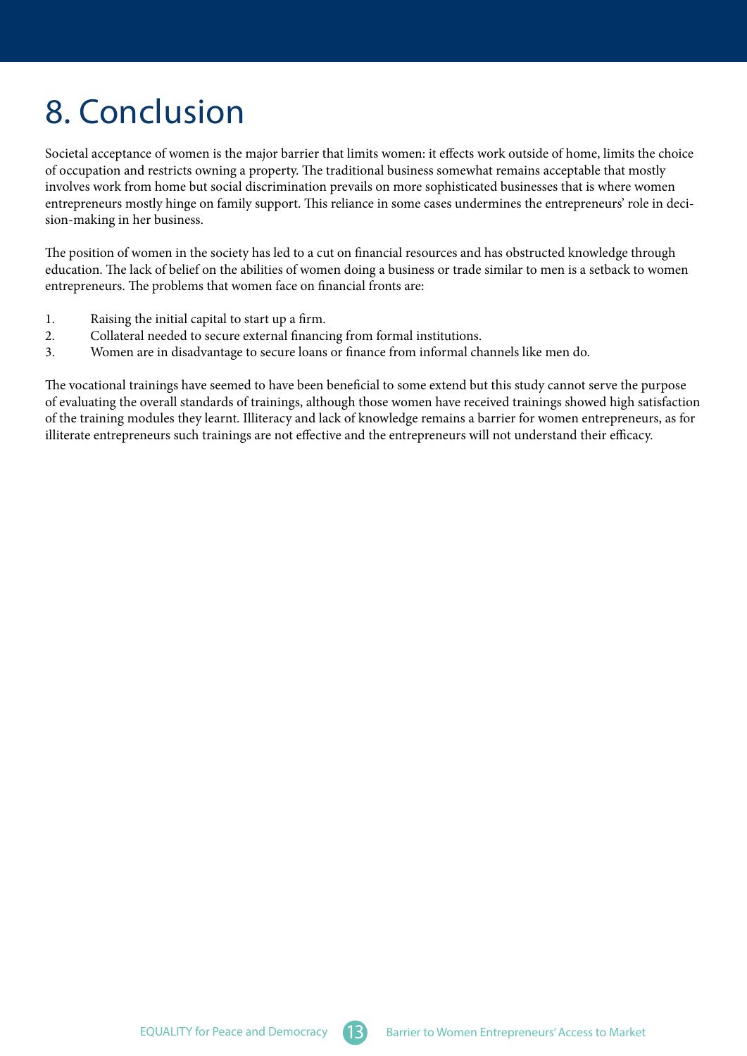# 8. Conclusion

Societal acceptance of women is the major barrier that limits women: it effects work outside of home, limits the choice of occupation and restricts owning a property. The traditional business somewhat remains acceptable that mostly involves work from home but social discrimination prevails on more sophisticated businesses that is where women entrepreneurs mostly hinge on family support. This reliance in some cases undermines the entrepreneurs' role in decision-making in her business.

The position of women in the society has led to a cut on financial resources and has obstructed knowledge through education. The lack of belief on the abilities of women doing a business or trade similar to men is a setback to women entrepreneurs. The problems that women face on financial fronts are:

1. Raising the initial capital to start up a firm.
2. Collateral needed to secure external financing from formal institutions.
3. Women are in disadvantage to secure loans or finance from informal channels like men do.

The vocational trainings have seemed to have been beneficial to some extend but this study cannot serve the purpose of evaluating the overall standards of trainings, although those women have received trainings showed high satisfaction of the training modules they learnt. Illiteracy and lack of knowledge remains a barrier for women entrepreneurs, as for illiterate entrepreneurs such trainings are not effective and the entrepreneurs will not understand their efficacy.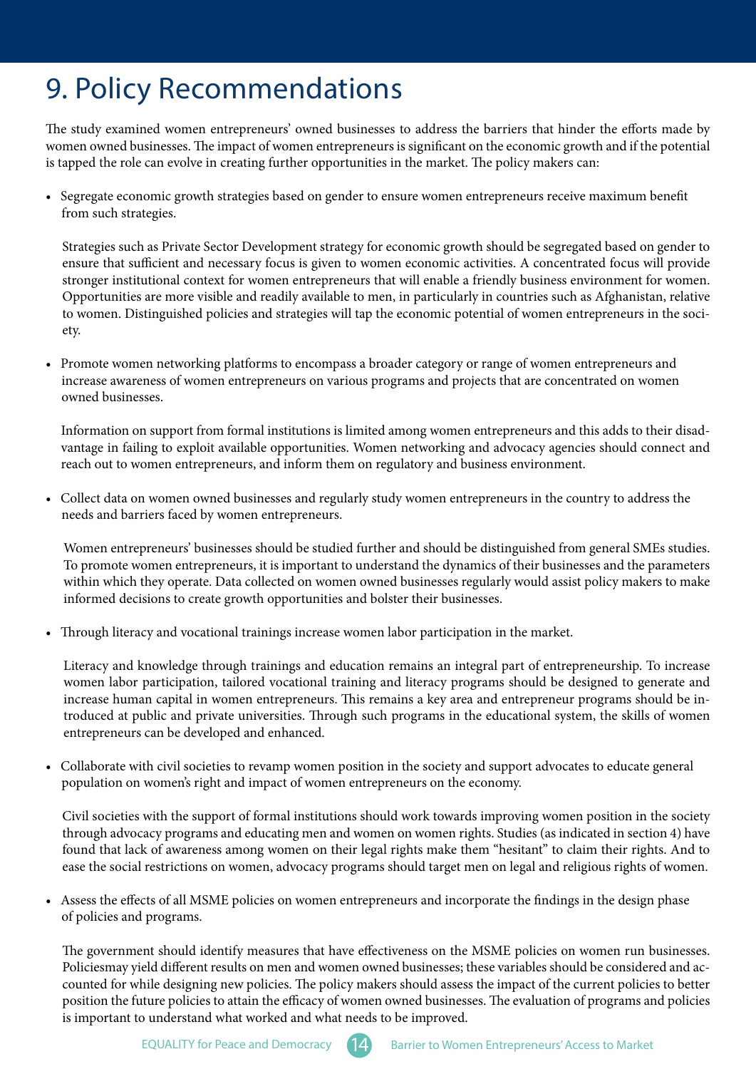# 9. Policy Recommendations

The study examined women entrepreneurs' owned businesses to address the barriers that hinder the efforts made by women owned businesses. The impact of women entrepreneurs is significant on the economic growth and if the potential is tapped the role can evolve in creating further opportunities in the market. The policy makers can:

- Segregate economic growth strategies based on gender to ensure women entrepreneurs receive maximum benefit from such strategies.

  Strategies such as Private Sector Development strategy for economic growth should be segregated based on gender to ensure that sufficient and necessary focus is given to women economic activities. A concentrated focus will provide stronger institutional context for women entrepreneurs that will enable a friendly business environment for women. Opportunities are more visible and readily available to men, in particularly in countries such as Afghanistan, relative to women. Distinguished policies and strategies will tap the economic potential of women entrepreneurs in the society.

- Promote women networking platforms to encompass a broader category or range of women entrepreneurs and increase awareness of women entrepreneurs on various programs and projects that are concentrated on women owned businesses.

  Information on support from formal institutions is limited among women entrepreneurs and this adds to their disadvantage in failing to exploit available opportunities. Women networking and advocacy agencies should connect and reach out to women entrepreneurs, and inform them on regulatory and business environment.

- Collect data on women owned businesses and regularly study women entrepreneurs in the country to address the needs and barriers faced by women entrepreneurs.

  Women entrepreneurs' businesses should be studied further and should be distinguished from general SMEs studies. To promote women entrepreneurs, it is important to understand the dynamics of their businesses and the parameters within which they operate. Data collected on women owned businesses regularly would assist policy makers to make informed decisions to create growth opportunities and bolster their businesses.

- Through literacy and vocational trainings increase women labor participation in the market.

  Literacy and knowledge through trainings and education remains an integral part of entrepreneurship. To increase women labor participation, tailored vocational training and literacy programs should be designed to generate and increase human capital in women entrepreneurs. This remains a key area and entrepreneur programs should be introduced at public and private universities. Through such programs in the educational system, the skills of women entrepreneurs can be developed and enhanced.

- Collaborate with civil societies to revamp women position in the society and support advocates to educate general population on women's right and impact of women entrepreneurs on the economy.

  Civil societies with the support of formal institutions should work towards improving women position in the society through advocacy programs and educating men and women on women rights. Studies (as indicated in section 4) have found that lack of awareness among women on their legal rights make them "hesitant" to claim their rights. And to ease the social restrictions on women, advocacy programs should target men on legal and religious rights of women.

- Assess the effects of all MSME policies on women entrepreneurs and incorporate the findings in the design phase of policies and programs.

  The government should identify measures that have effectiveness on the MSME policies on women run businesses. Policiesmay yield different results on men and women owned businesses; these variables should be considered and accounted for while designing new policies. The policy makers should assess the impact of the current policies to better position the future policies to attain the efficacy of women owned businesses. The evaluation of programs and policies is important to understand what worked and what needs to be improved.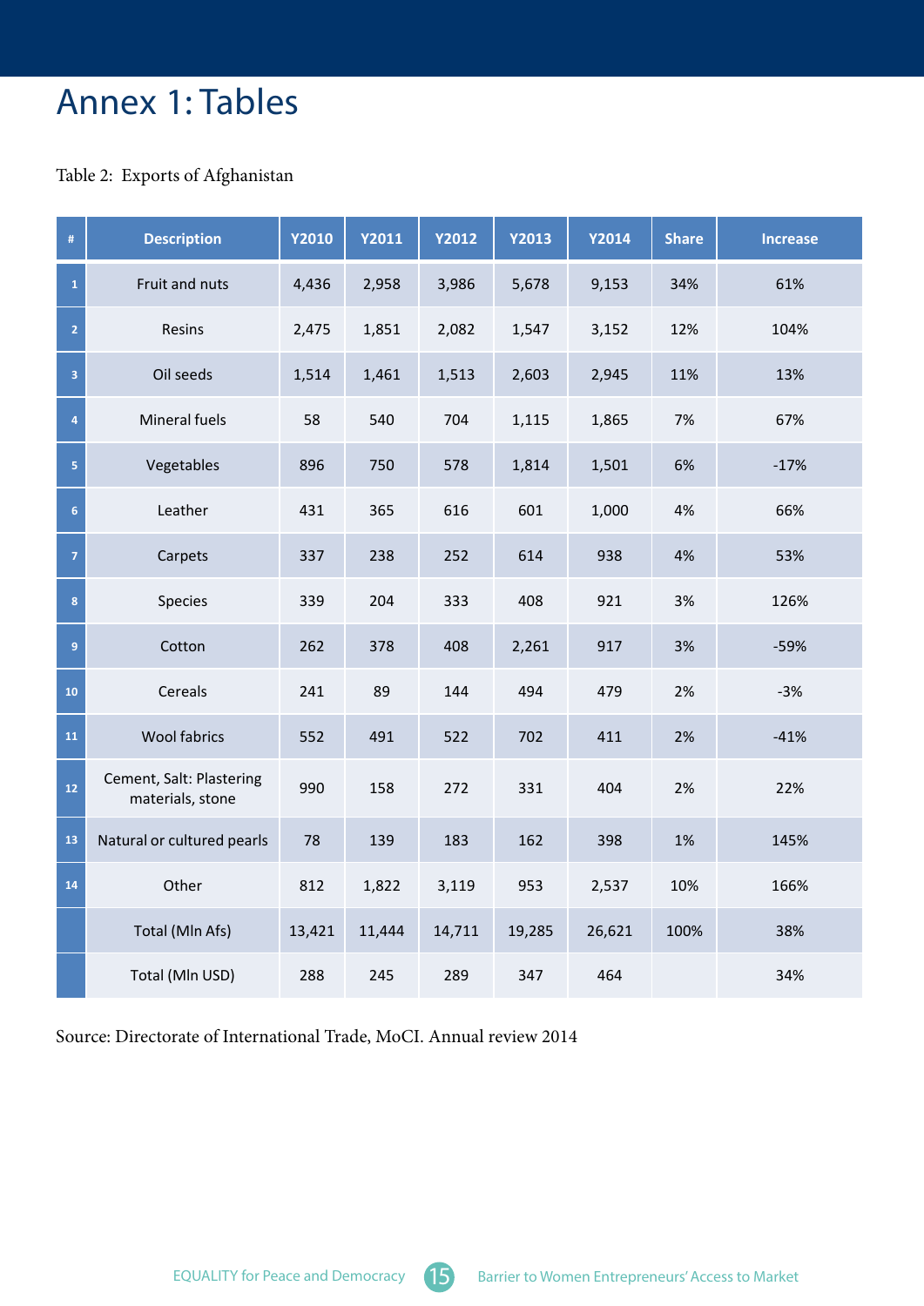# Annex 1: Tables

Table 2: Exports of Afghanistan

| # | Description | Y2010 | Y2011 | Y2012 | Y2013 | Y2014 | Share | Increase |
|---|---|---|---|---|---|---|---|---|
| 1 | Fruit and nuts | 4,436 | 2,958 | 3,986 | 5,678 | 9,153 | 34% | 61% |
| 2 | Resins | 2,475 | 1,851 | 2,082 | 1,547 | 3,152 | 12% | 104% |
| 3 | Oil seeds | 1,514 | 1,461 | 1,513 | 2,603 | 2,945 | 11% | 13% |
| 4 | Mineral fuels | 58 | 540 | 704 | 1,115 | 1,865 | 7% | 67% |
| 5 | Vegetables | 896 | 750 | 578 | 1,814 | 1,501 | 6% | -17% |
| 6 | Leather | 431 | 365 | 616 | 601 | 1,000 | 4% | 66% |
| 7 | Carpets | 337 | 238 | 252 | 614 | 938 | 4% | 53% |
| 8 | Species | 339 | 204 | 333 | 408 | 921 | 3% | 126% |
| 9 | Cotton | 262 | 378 | 408 | 2,261 | 917 | 3% | -59% |
| 10 | Cereals | 241 | 89 | 144 | 494 | 479 | 2% | -3% |
| 11 | Wool fabrics | 552 | 491 | 522 | 702 | 411 | 2% | -41% |
| 12 | Cement, Salt: Plastering materials, stone | 990 | 158 | 272 | 331 | 404 | 2% | 22% |
| 13 | Natural or cultured pearls | 78 | 139 | 183 | 162 | 398 | 1% | 145% |
| 14 | Other | 812 | 1,822 | 3,119 | 953 | 2,537 | 10% | 166% |
| | Total (Mln Afs) | 13,421 | 11,444 | 14,711 | 19,285 | 26,621 | 100% | 38% |
| | Total (Mln USD) | 288 | 245 | 289 | 347 | 464 | | 34% |

Source: Directorate of International Trade, MoCI. Annual review 2014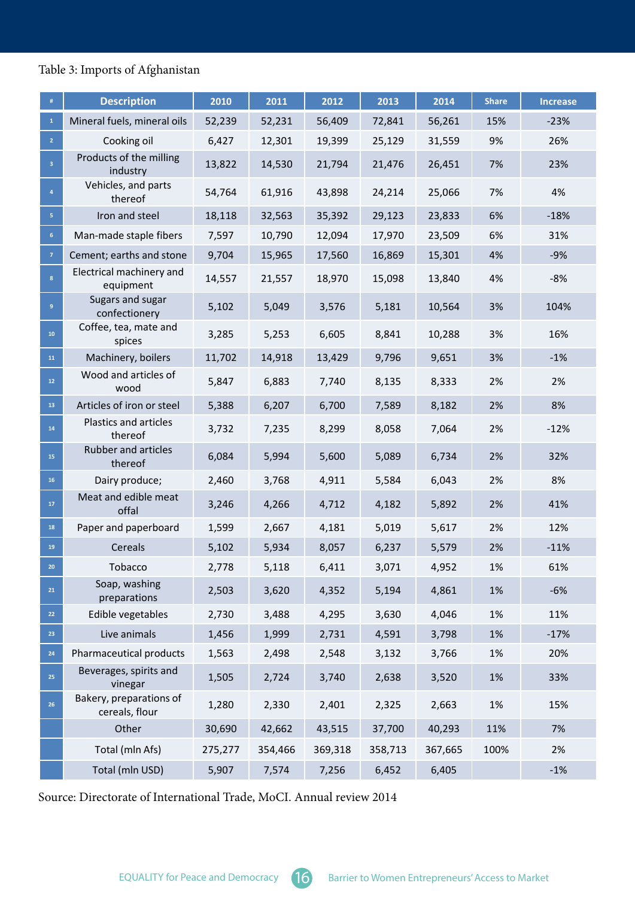Table 3: Imports of Afghanistan

| # | Description | 2010 | 2011 | 2012 | 2013 | 2014 | Share | Increase |
|---|---|---|---|---|---|---|---|---|
| 1 | Mineral fuels, mineral oils | 52,239 | 52,231 | 56,409 | 72,841 | 56,261 | 15% | -23% |
| 2 | Cooking oil | 6,427 | 12,301 | 19,399 | 25,129 | 31,559 | 9% | 26% |
| 3 | Products of the milling industry | 13,822 | 14,530 | 21,794 | 21,476 | 26,451 | 7% | 23% |
| 4 | Vehicles, and parts thereof | 54,764 | 61,916 | 43,898 | 24,214 | 25,066 | 7% | 4% |
| 5 | Iron and steel | 18,118 | 32,563 | 35,392 | 29,123 | 23,833 | 6% | -18% |
| 6 | Man-made staple fibers | 7,597 | 10,790 | 12,094 | 17,970 | 23,509 | 6% | 31% |
| 7 | Cement; earths and stone | 9,704 | 15,965 | 17,560 | 16,869 | 15,301 | 4% | -9% |
| 8 | Electrical machinery and equipment | 14,557 | 21,557 | 18,970 | 15,098 | 13,840 | 4% | -8% |
| 9 | Sugars and sugar confectionery | 5,102 | 5,049 | 3,576 | 5,181 | 10,564 | 3% | 104% |
| 10 | Coffee, tea, mate and spices | 3,285 | 5,253 | 6,605 | 8,841 | 10,288 | 3% | 16% |
| 11 | Machinery, boilers | 11,702 | 14,918 | 13,429 | 9,796 | 9,651 | 3% | -1% |
| 12 | Wood and articles of wood | 5,847 | 6,883 | 7,740 | 8,135 | 8,333 | 2% | 2% |
| 13 | Articles of iron or steel | 5,388 | 6,207 | 6,700 | 7,589 | 8,182 | 2% | 8% |
| 14 | Plastics and articles thereof | 3,732 | 7,235 | 8,299 | 8,058 | 7,064 | 2% | -12% |
| 15 | Rubber and articles thereof | 6,084 | 5,994 | 5,600 | 5,089 | 6,734 | 2% | 32% |
| 16 | Dairy produce; | 2,460 | 3,768 | 4,911 | 5,584 | 6,043 | 2% | 8% |
| 17 | Meat and edible meat offal | 3,246 | 4,266 | 4,712 | 4,182 | 5,892 | 2% | 41% |
| 18 | Paper and paperboard | 1,599 | 2,667 | 4,181 | 5,019 | 5,617 | 2% | 12% |
| 19 | Cereals | 5,102 | 5,934 | 8,057 | 6,237 | 5,579 | 2% | -11% |
| 20 | Tobacco | 2,778 | 5,118 | 6,411 | 3,071 | 4,952 | 1% | 61% |
| 21 | Soap, washing preparations | 2,503 | 3,620 | 4,352 | 5,194 | 4,861 | 1% | -6% |
| 22 | Edible vegetables | 2,730 | 3,488 | 4,295 | 3,630 | 4,046 | 1% | 11% |
| 23 | Live animals | 1,456 | 1,999 | 2,731 | 4,591 | 3,798 | 1% | -17% |
| 24 | Pharmaceutical products | 1,563 | 2,498 | 2,548 | 3,132 | 3,766 | 1% | 20% |
| 25 | Beverages, spirits and vinegar | 1,505 | 2,724 | 3,740 | 2,638 | 3,520 | 1% | 33% |
| 26 | Bakery, preparations of cereals, flour | 1,280 | 2,330 | 2,401 | 2,325 | 2,663 | 1% | 15% |
| | Other | 30,690 | 42,662 | 43,515 | 37,700 | 40,293 | 11% | 7% |
| | Total (mln Afs) | 275,277 | 354,466 | 369,318 | 358,713 | 367,665 | 100% | 2% |
| | Total (mln USD) | 5,907 | 7,574 | 7,256 | 6,452 | 6,405 | | -1% |

Source: Directorate of International Trade, MoCI. Annual review 2014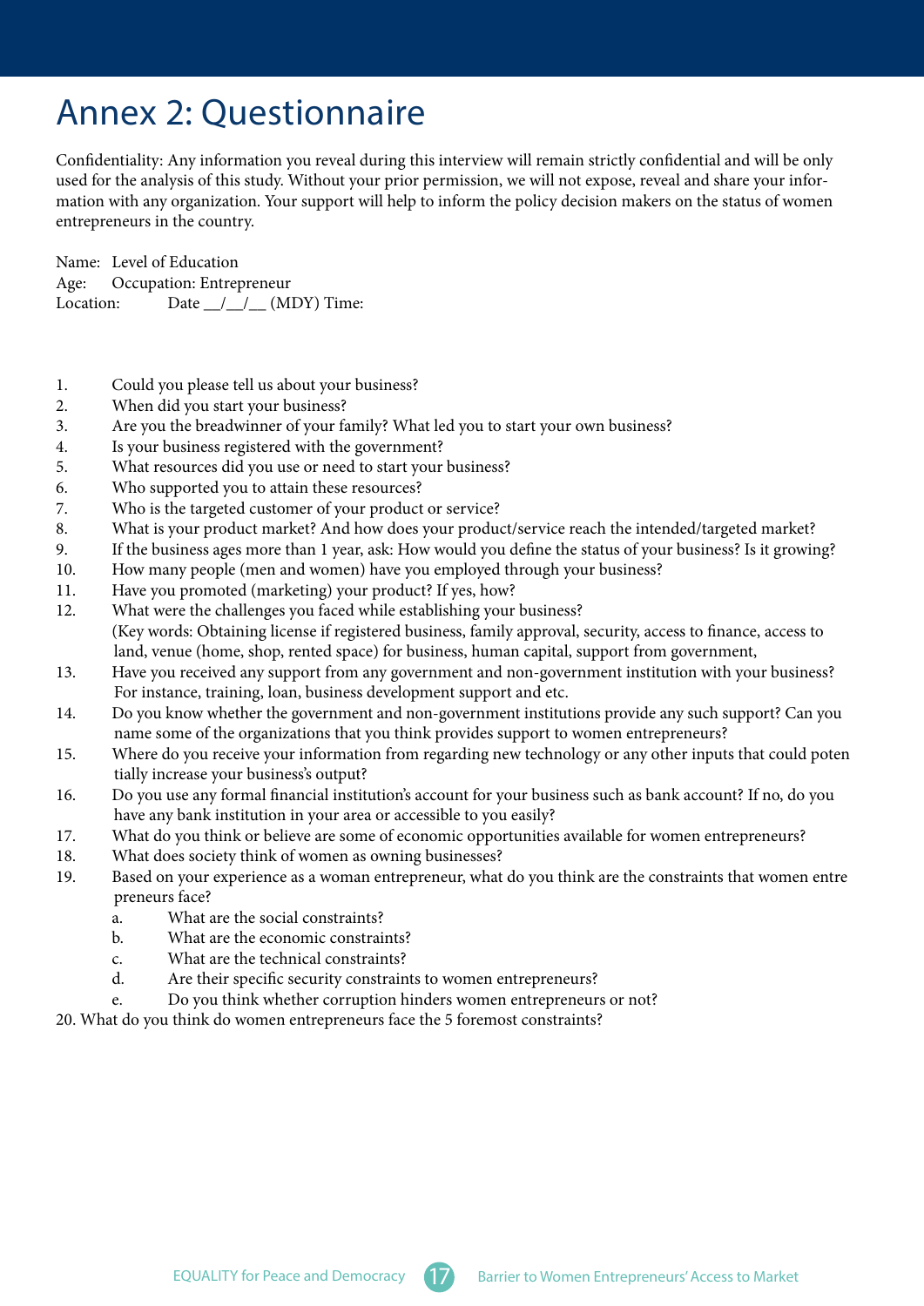# Annex 2: Questionnaire

Confidentiality: Any information you reveal during this interview will remain strictly confidential and will be only used for the analysis of this study. Without your prior permission, we will not expose, reveal and share your information with any organization. Your support will help to inform the policy decision makers on the status of women entrepreneurs in the country.

Name: Level of Education
Age: Occupation: Entrepreneur
Location: Date __/__/__ (MDY) Time:

1. Could you please tell us about your business?
2. When did you start your business?
3. Are you the breadwinner of your family? What led you to start your own business?
4. Is your business registered with the government?
5. What resources did you use or need to start your business?
6. Who supported you to attain these resources?
7. Who is the targeted customer of your product or service?
8. What is your product market? And how does your product/service reach the intended/targeted market?
9. If the business ages more than 1 year, ask: How would you define the status of your business? Is it growing?
10. How many people (men and women) have you employed through your business?
11. Have you promoted (marketing) your product? If yes, how?
12. What were the challenges you faced while establishing your business?
    (Key words: Obtaining license if registered business, family approval, security, access to finance, access to land, venue (home, shop, rented space) for business, human capital, support from government,
13. Have you received any support from any government and non-government institution with your business? For instance, training, loan, business development support and etc.
14. Do you know whether the government and non-government institutions provide any such support? Can you name some of the organizations that you think provides support to women entrepreneurs?
15. Where do you receive your information from regarding new technology or any other inputs that could potentially increase your business's output?
16. Do you use any formal financial institution's account for your business such as bank account? If no, do you have any bank institution in your area or accessible to you easily?
17. What do you think or believe are some of economic opportunities available for women entrepreneurs?
18. What does society think of women as owning businesses?
19. Based on your experience as a woman entrepreneur, what do you think are the constraints that women entrepreneurs face?
    a. What are the social constraints?
    b. What are the economic constraints?
    c. What are the technical constraints?
    d. Are their specific security constraints to women entrepreneurs?
    e. Do you think whether corruption hinders women entrepreneurs or not?
20. What do you think do women entrepreneurs face the 5 foremost constraints?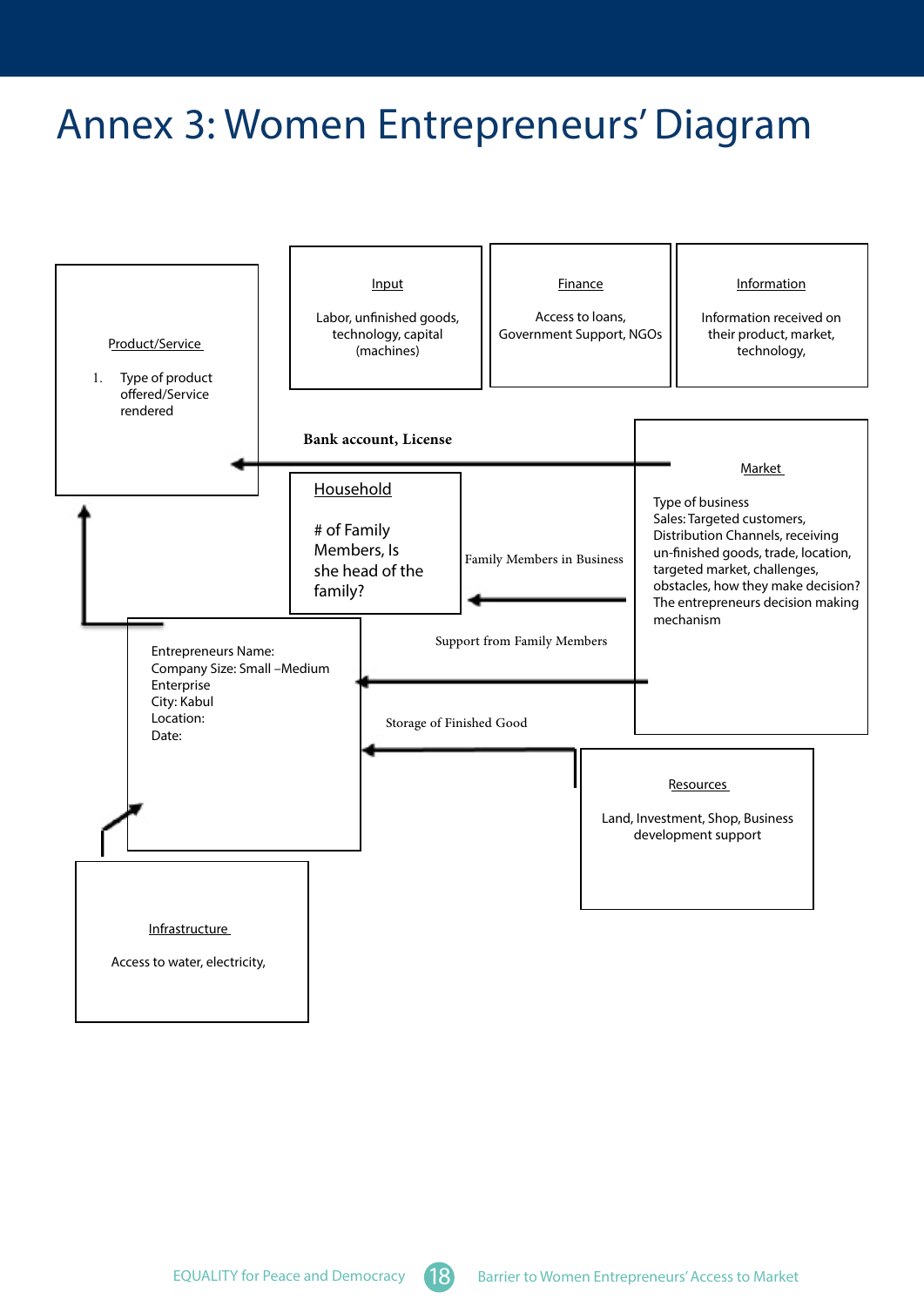# Annex 3: Women Entrepreneurs' Diagram

**Product/Service**

1. Type of product offered/Service rendered

**Input**

Labor, unfinished goods, technology, capital (machines)

**Finance**

Access to loans, Government Support, NGOs

**Information**

Information received on their product, market, technology,

**Bank account, License**

**Household**

# of Family Members, Is she head of the family?

Family Members in Business

**Market**

Type of business
Sales: Targeted customers, Distribution Channels, receiving un-finished goods, trade, location, targeted market, challenges, obstacles, how they make decision? The entrepreneurs decision making mechanism

Support from Family Members

Entrepreneurs Name:
Company Size: Small –Medium Enterprise
City: Kabul
Location:
Date:

Storage of Finished Good

**Resources**

Land, Investment, Shop, Business development support

**Infrastructure**

Access to water, electricity,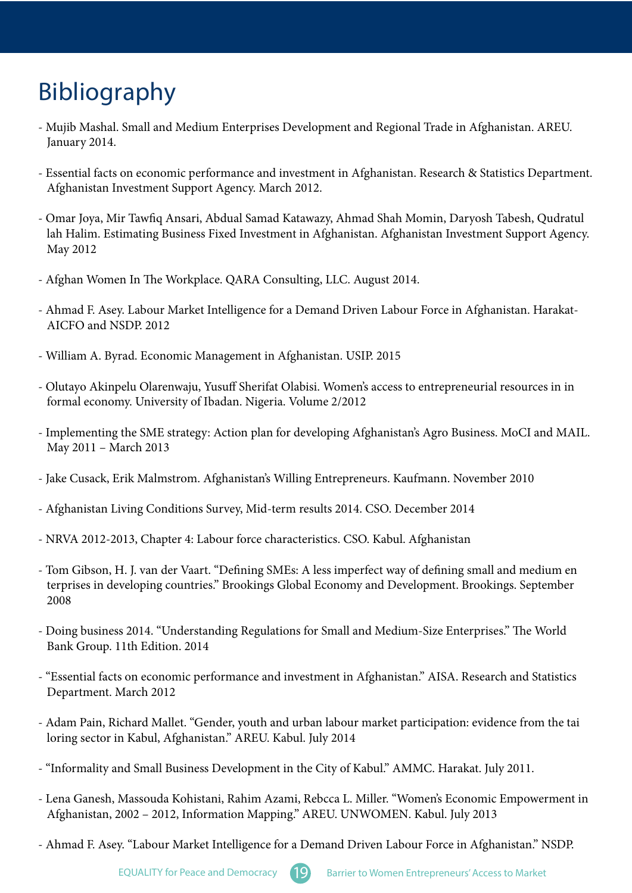# Bibliography

- Mujib Mashal. Small and Medium Enterprises Development and Regional Trade in Afghanistan. AREU. January 2014.

- Essential facts on economic performance and investment in Afghanistan. Research & Statistics Department. Afghanistan Investment Support Agency. March 2012.

- Omar Joya, Mir Tawfiq Ansari, Abdual Samad Katawazy, Ahmad Shah Momin, Daryosh Tabesh, Qudratul lah Halim. Estimating Business Fixed Investment in Afghanistan. Afghanistan Investment Support Agency. May 2012

- Afghan Women In The Workplace. QARA Consulting, LLC. August 2014.

- Ahmad F. Asey. Labour Market Intelligence for a Demand Driven Labour Force in Afghanistan. Harakat-AICFO and NSDP. 2012

- William A. Byrad. Economic Management in Afghanistan. USIP. 2015

- Olutayo Akinpelu Olarenwaju, Yusuff Sherifat Olabisi. Women's access to entrepreneurial resources in in formal economy. University of Ibadan. Nigeria. Volume 2/2012

- Implementing the SME strategy: Action plan for developing Afghanistan's Agro Business. MoCI and MAIL. May 2011 – March 2013

- Jake Cusack, Erik Malmstrom. Afghanistan's Willing Entrepreneurs. Kaufmann. November 2010

- Afghanistan Living Conditions Survey, Mid-term results 2014. CSO. December 2014

- NRVA 2012-2013, Chapter 4: Labour force characteristics. CSO. Kabul. Afghanistan

- Tom Gibson, H. J. van der Vaart. "Defining SMEs: A less imperfect way of defining small and medium en terprises in developing countries." Brookings Global Economy and Development. Brookings. September 2008

- Doing business 2014. "Understanding Regulations for Small and Medium-Size Enterprises." The World Bank Group. 11th Edition. 2014

- "Essential facts on economic performance and investment in Afghanistan." AISA. Research and Statistics Department. March 2012

- Adam Pain, Richard Mallet. "Gender, youth and urban labour market participation: evidence from the tai loring sector in Kabul, Afghanistan." AREU. Kabul. July 2014

- "Informality and Small Business Development in the City of Kabul." AMMC. Harakat. July 2011.

- Lena Ganesh, Massouda Kohistani, Rahim Azami, Rebcca L. Miller. "Women's Economic Empowerment in Afghanistan, 2002 – 2012, Information Mapping." AREU. UNWOMEN. Kabul. July 2013

- Ahmad F. Asey. "Labour Market Intelligence for a Demand Driven Labour Force in Afghanistan." NSDP.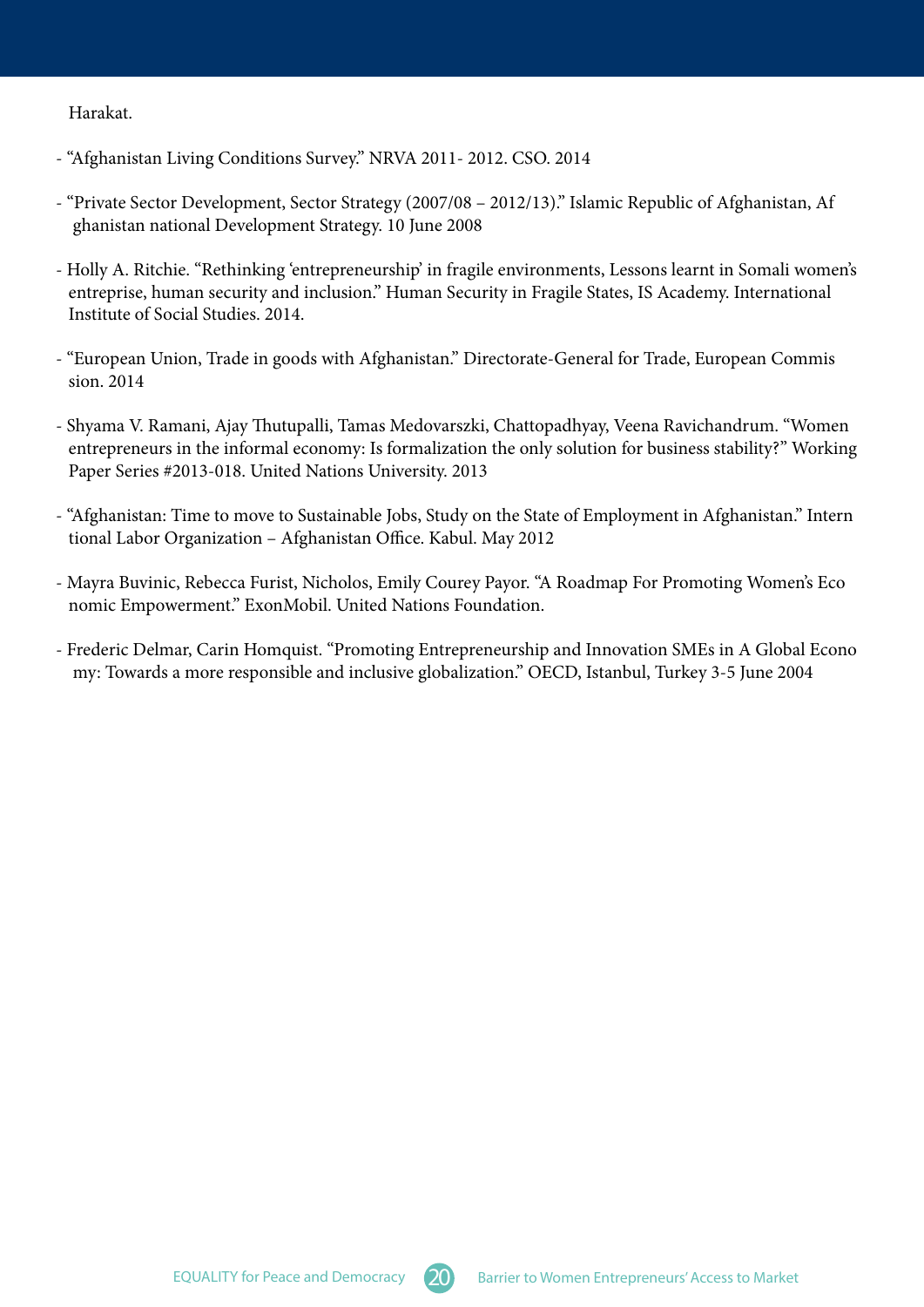Harakat.

- "Afghanistan Living Conditions Survey." NRVA 2011- 2012. CSO. 2014

- "Private Sector Development, Sector Strategy (2007/08 – 2012/13)." Islamic Republic of Afghanistan, Af ghanistan national Development Strategy. 10 June 2008

- Holly A. Ritchie. "Rethinking 'entrepreneurship' in fragile environments, Lessons learnt in Somali women's entreprise, human security and inclusion." Human Security in Fragile States, IS Academy. International Institute of Social Studies. 2014.

- "European Union, Trade in goods with Afghanistan." Directorate-General for Trade, European Commis sion. 2014

- Shyama V. Ramani, Ajay Thutupalli, Tamas Medovarszki, Chattopadhyay, Veena Ravichandrum. "Women entrepreneurs in the informal economy: Is formalization the only solution for business stability?" Working Paper Series #2013-018. United Nations University. 2013

- "Afghanistan: Time to move to Sustainable Jobs, Study on the State of Employment in Afghanistan." Intern tional Labor Organization – Afghanistan Office. Kabul. May 2012

- Mayra Buvinic, Rebecca Furist, Nicholos, Emily Courey Payor. "A Roadmap For Promoting Women's Eco nomic Empowerment." ExxonMobil. United Nations Foundation.

- Frederic Delmar, Carin Homquist. "Promoting Entrepreneurship and Innovation SMEs in A Global Econo my: Towards a more responsible and inclusive globalization." OECD, Istanbul, Turkey 3-5 June 2004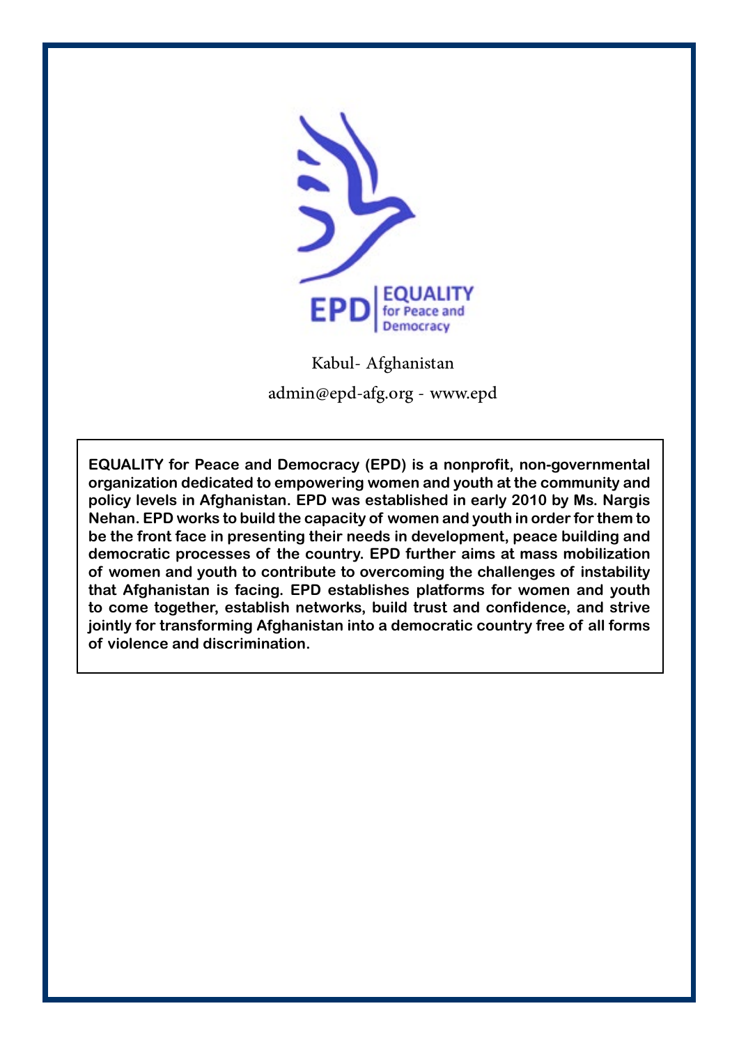EPD | EQUALITY for Peace and Democracy

Kabul- Afghanistan

admin@epd-afg.org - www.epd

**EQUALITY for Peace and Democracy (EPD) is a nonprofit, non-governmental organization dedicated to empowering women and youth at the community and policy levels in Afghanistan. EPD was established in early 2010 by Ms. Nargis Nehan. EPD works to build the capacity of women and youth in order for them to be the front face in presenting their needs in development, peace building and democratic processes of the country. EPD further aims at mass mobilization of women and youth to contribute to overcoming the challenges of instability that Afghanistan is facing. EPD establishes platforms for women and youth to come together, establish networks, build trust and confidence, and strive jointly for transforming Afghanistan into a democratic country free of all forms of violence and discrimination.**